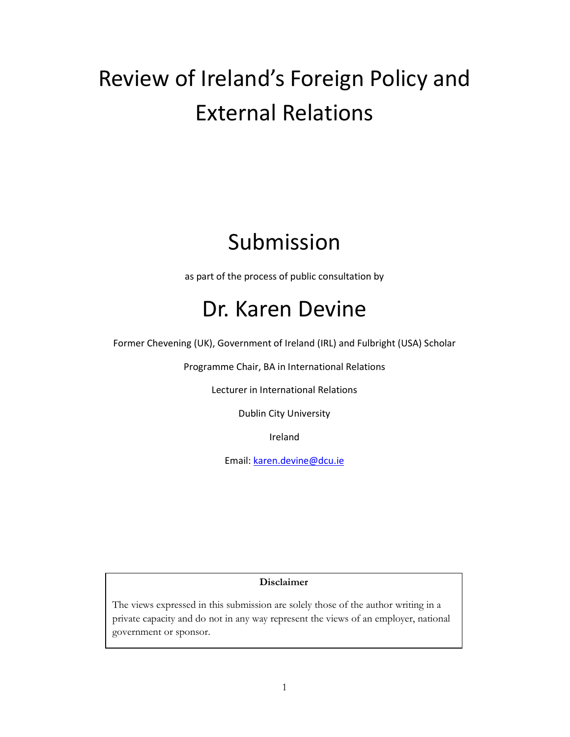# Review of Ireland's Foreign Policy and External Relations

## Submission

as part of the process of public consultation by

## Dr. Karen Devine

Former Chevening (UK), Government of Ireland (IRL) and Fulbright (USA) Scholar

Programme Chair, BA in International Relations

Lecturer in International Relations

Dublin City University

Ireland

Email: karen.devine@dcu.ie

**Disclaimer**

The views expressed in this submission are solely those of the author writing in a private capacity and do not in any way represent the views of an employer, national government or sponsor.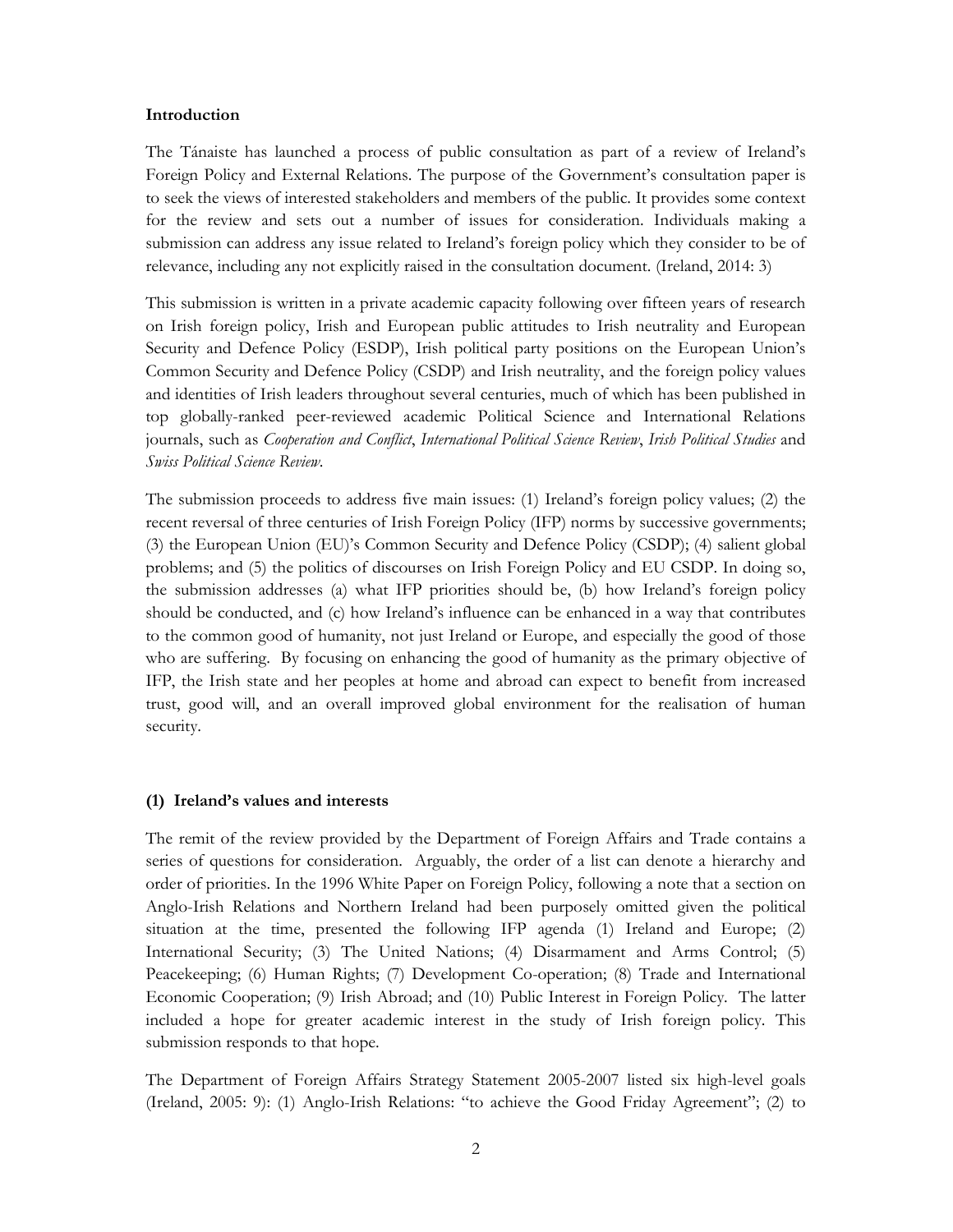**Introduction**

The Tánaiste has launched a process of public consultation as part of a review of Ireland's Foreign Policy and External Relations. The purpose of the Government's consultation paper is to seek the views of interested stakeholders and members of the public. It provides some context for the review and sets out a number of issues for consideration. Individuals making a submission can address any issue related to Ireland's foreign policy which they consider to be of relevance, including any not explicitly raised in the consultation document. (Ireland, 2014: 3)

This submission is written in a private academic capacity following over fifteen years of research on Irish foreign policy, Irish and European public attitudes to Irish neutrality and European Security and Defence Policy (ESDP), Irish political party positions on the European Union's Common Security and Defence Policy (CSDP) and Irish neutrality, and the foreign policy values and identities of Irish leaders throughout several centuries, much of which has been published in top globally-ranked peer-reviewed academic Political Science and International Relations journals, such as *Cooperation and Conflict*, *International Political Science Review*, *Irish Political Studies* and *Swiss Political Science Review*.

The submission proceeds to address five main issues: (1) Ireland's foreign policy values; (2) the recent reversal of three centuries of Irish Foreign Policy (IFP) norms by successive governments; (3) the European Union (EU)'s Common Security and Defence Policy (CSDP); (4) salient global problems; and (5) the politics of discourses on Irish Foreign Policy and EU CSDP. In doing so, the submission addresses (a) what IFP priorities should be, (b) how Ireland's foreign policy should be conducted, and (c) how Ireland's influence can be enhanced in a way that contributes to the common good of humanity, not just Ireland or Europe, and especially the good of those who are suffering. By focusing on enhancing the good of humanity as the primary objective of IFP, the Irish state and her peoples at home and abroad can expect to benefit from increased trust, good will, and an overall improved global environment for the realisation of human security.

**(1) Ireland's values and interests**

The remit of the review provided by the Department of Foreign Affairs and Trade contains a series of questions for consideration. Arguably, the order of a list can denote a hierarchy and order of priorities. In the 1996 White Paper on Foreign Policy, following a note that a section on Anglo-Irish Relations and Northern Ireland had been purposely omitted given the political situation at the time, presented the following IFP agenda (1) Ireland and Europe; (2) International Security; (3) The United Nations; (4) Disarmament and Arms Control; (5) Peacekeeping; (6) Human Rights; (7) Development Co-operation; (8) Trade and International Economic Cooperation; (9) Irish Abroad; and (10) Public Interest in Foreign Policy. The latter included a hope for greater academic interest in the study of Irish foreign policy. This submission responds to that hope.

The Department of Foreign Affairs Strategy Statement 2005-2007 listed six high-level goals (Ireland, 2005: 9): (1) Anglo-Irish Relations: "to achieve the Good Friday Agreement"; (2) to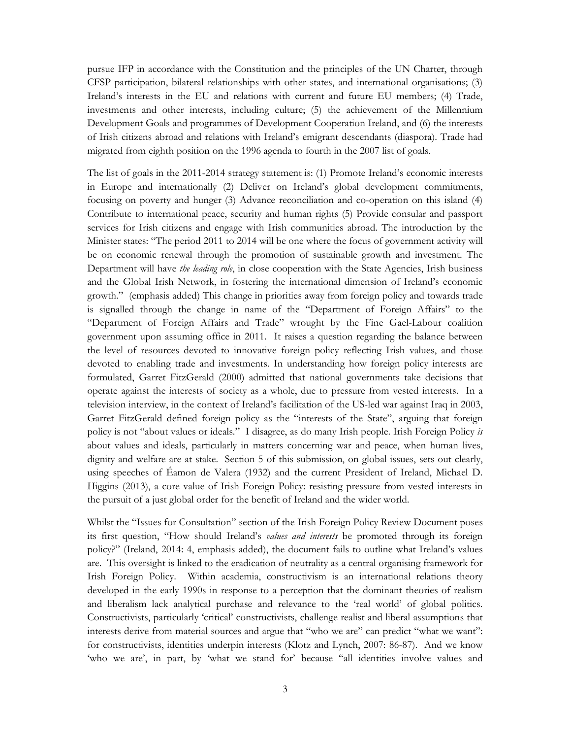pursue IFP in accordance with the Constitution and the principles of the UN Charter, through CFSP participation, bilateral relationships with other states, and international organisations; (3) Ireland's interests in the EU and relations with current and future EU members; (4) Trade, investments and other interests, including culture; (5) the achievement of the Millennium Development Goals and programmes of Development Cooperation Ireland, and (6) the interests of Irish citizens abroad and relations with Ireland's emigrant descendants (diaspora). Trade had migrated from eighth position on the 1996 agenda to fourth in the 2007 list of goals.

The list of goals in the 2011-2014 strategy statement is: (1) Promote Ireland's economic interests in Europe and internationally (2) Deliver on Ireland's global development commitments, focusing on poverty and hunger (3) Advance reconciliation and co-operation on this island (4) Contribute to international peace, security and human rights (5) Provide consular and passport services for Irish citizens and engage with Irish communities abroad. The introduction by the Minister states: "The period 2011 to 2014 will be one where the focus of government activity will be on economic renewal through the promotion of sustainable growth and investment. The Department will have *the leading role*, in close cooperation with the State Agencies, Irish business and the Global Irish Network, in fostering the international dimension of Ireland's economic growth." (emphasis added) This change in priorities away from foreign policy and towards trade is signalled through the change in name of the "Department of Foreign Affairs" to the "Department of Foreign Affairs and Trade" wrought by the Fine Gael-Labour coalition government upon assuming office in 2011. It raises a question regarding the balance between the level of resources devoted to innovative foreign policy reflecting Irish values, and those devoted to enabling trade and investments. In understanding how foreign policy interests are formulated, Garret FitzGerald (2000) admitted that national governments take decisions that operate against the interests of society as a whole, due to pressure from vested interests. In a television interview, in the context of Ireland's facilitation of the US-led war against Iraq in 2003, Garret FitzGerald defined foreign policy as the "interests of the State", arguing that foreign policy is not "about values or ideals." I disagree, as do many Irish people. Irish Foreign Policy *is* about values and ideals, particularly in matters concerning war and peace, when human lives, dignity and welfare are at stake. Section 5 of this submission, on global issues, sets out clearly, using speeches of Éamon de Valera (1932) and the current President of Ireland, Michael D. Higgins (2013), a core value of Irish Foreign Policy: resisting pressure from vested interests in the pursuit of a just global order for the benefit of Ireland and the wider world.

Whilst the "Issues for Consultation" section of the Irish Foreign Policy Review Document poses its first question, "How should Ireland's *values and interests* be promoted through its foreign policy?" (Ireland, 2014: 4, emphasis added), the document fails to outline what Ireland's values are. This oversight is linked to the eradication of neutrality as a central organising framework for Irish Foreign Policy. Within academia, constructivism is an international relations theory developed in the early 1990s in response to a perception that the dominant theories of realism and liberalism lack analytical purchase and relevance to the 'real world' of global politics. Constructivists, particularly 'critical' constructivists, challenge realist and liberal assumptions that interests derive from material sources and argue that "who we are" can predict "what we want": for constructivists, identities underpin interests (Klotz and Lynch, 2007: 86-87). And we know 'who we are', in part, by 'what we stand for' because "all identities involve values and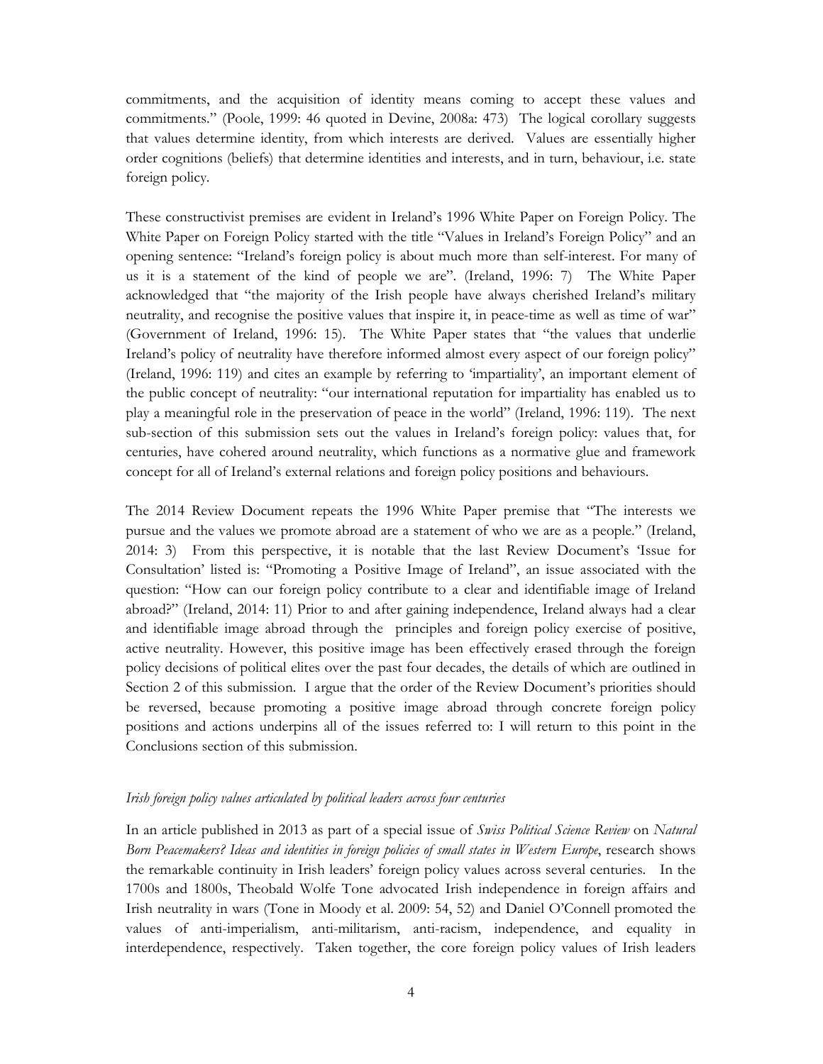commitments, and the acquisition of identity means coming to accept these values and commitments." (Poole, 1999: 46 quoted in Devine, 2008a: 473) The logical corollary suggests that values determine identity, from which interests are derived. Values are essentially higher order cognitions (beliefs) that determine identities and interests, and in turn, behaviour, i.e. state foreign policy.

These constructivist premises are evident in Ireland's 1996 White Paper on Foreign Policy. The White Paper on Foreign Policy started with the title "Values in Ireland's Foreign Policy" and an opening sentence: "Ireland's foreign policy is about much more than self-interest. For many of us it is a statement of the kind of people we are". (Ireland, 1996: 7) The White Paper acknowledged that "the majority of the Irish people have always cherished Ireland's military neutrality, and recognise the positive values that inspire it, in peace-time as well as time of war" (Government of Ireland, 1996: 15). The White Paper states that "the values that underlie Ireland's policy of neutrality have therefore informed almost every aspect of our foreign policy" (Ireland, 1996: 119) and cites an example by referring to 'impartiality', an important element of the public concept of neutrality: "our international reputation for impartiality has enabled us to play a meaningful role in the preservation of peace in the world" (Ireland, 1996: 119). The next sub-section of this submission sets out the values in Ireland's foreign policy: values that, for centuries, have cohered around neutrality, which functions as a normative glue and framework concept for all of Ireland's external relations and foreign policy positions and behaviours.

The 2014 Review Document repeats the 1996 White Paper premise that "The interests we pursue and the values we promote abroad are a statement of who we are as a people." (Ireland, 2014: 3) From this perspective, it is notable that the last Review Document's 'Issue for Consultation' listed is: "Promoting a Positive Image of Ireland", an issue associated with the question: "How can our foreign policy contribute to a clear and identifiable image of Ireland abroad?" (Ireland, 2014: 11) Prior to and after gaining independence, Ireland always had a clear and identifiable image abroad through the principles and foreign policy exercise of positive, active neutrality. However, this positive image has been effectively erased through the foreign policy decisions of political elites over the past four decades, the details of which are outlined in Section 2 of this submission. I argue that the order of the Review Document's priorities should be reversed, because promoting a positive image abroad through concrete foreign policy positions and actions underpins all of the issues referred to: I will return to this point in the Conclusions section of this submission.

### *Irish foreign policy values articulated by political leaders across four centuries*

In an article published in 2013 as part of a special issue of *Swiss Political Science Review* on *Natural Born Peacemakers? Ideas and identities in foreign policies of small states in Western Europe*, research shows the remarkable continuity in Irish leaders' foreign policy values across several centuries. In the 1700s and 1800s, Theobald Wolfe Tone advocated Irish independence in foreign affairs and Irish neutrality in wars (Tone in Moody et al. 2009: 54, 52) and Daniel O'Connell promoted the values of anti-imperialism, anti-militarism, anti-racism, independence, and equality in interdependence, respectively. Taken together, the core foreign policy values of Irish leaders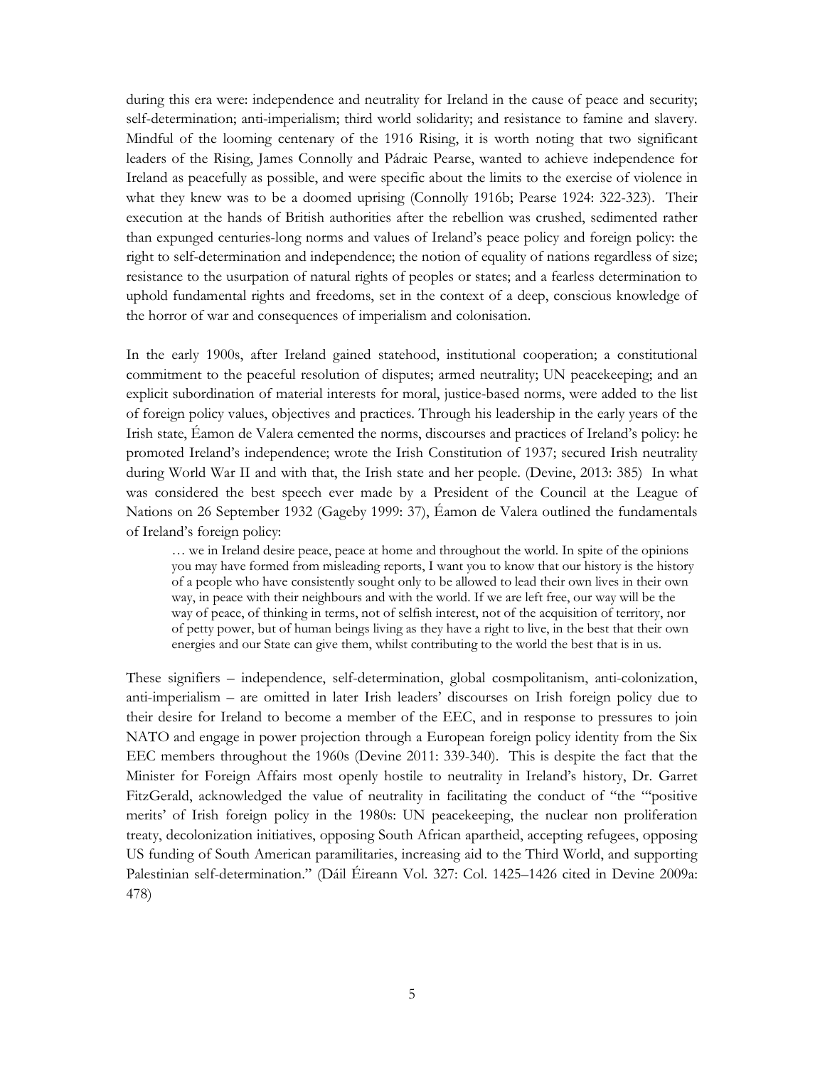during this era were: independence and neutrality for Ireland in the cause of peace and security; self-determination; anti-imperialism; third world solidarity; and resistance to famine and slavery. Mindful of the looming centenary of the 1916 Rising, it is worth noting that two significant leaders of the Rising, James Connolly and Pádraic Pearse, wanted to achieve independence for Ireland as peacefully as possible, and were specific about the limits to the exercise of violence in what they knew was to be a doomed uprising (Connolly 1916b; Pearse 1924: 322-323). Their execution at the hands of British authorities after the rebellion was crushed, sedimented rather than expunged centuries-long norms and values of Ireland's peace policy and foreign policy: the right to self-determination and independence; the notion of equality of nations regardless of size; resistance to the usurpation of natural rights of peoples or states; and a fearless determination to uphold fundamental rights and freedoms, set in the context of a deep, conscious knowledge of the horror of war and consequences of imperialism and colonisation.

In the early 1900s, after Ireland gained statehood, institutional cooperation; a constitutional commitment to the peaceful resolution of disputes; armed neutrality; UN peacekeeping; and an explicit subordination of material interests for moral, justice-based norms, were added to the list of foreign policy values, objectives and practices. Through his leadership in the early years of the Irish state, Éamon de Valera cemented the norms, discourses and practices of Ireland's policy: he promoted Ireland's independence; wrote the Irish Constitution of 1937; secured Irish neutrality during World War II and with that, the Irish state and her people. (Devine, 2013: 385) In what was considered the best speech ever made by a President of the Council at the League of Nations on 26 September 1932 (Gageby 1999: 37), Éamon de Valera outlined the fundamentals of Ireland's foreign policy:

> … we in Ireland desire peace, peace at home and throughout the world. In spite of the opinions you may have formed from misleading reports, I want you to know that our history is the history of a people who have consistently sought only to be allowed to lead their own lives in their own way, in peace with their neighbours and with the world. If we are left free, our way will be the way of peace, of thinking in terms, not of selfish interest, not of the acquisition of territory, nor of petty power, but of human beings living as they have a right to live, in the best that their own energies and our State can give them, whilst contributing to the world the best that is in us.

These signifiers – independence, self-determination, global cosmpolitanism, anti-colonization, anti-imperialism – are omitted in later Irish leaders' discourses on Irish foreign policy due to their desire for Ireland to become a member of the EEC, and in response to pressures to join NATO and engage in power projection through a European foreign policy identity from the Six EEC members throughout the 1960s (Devine 2011: 339-340). This is despite the fact that the Minister for Foreign Affairs most openly hostile to neutrality in Ireland's history, Dr. Garret FitzGerald, acknowledged the value of neutrality in facilitating the conduct of "the "'positive merits' of Irish foreign policy in the 1980s: UN peacekeeping, the nuclear non proliferation treaty, decolonization initiatives, opposing South African apartheid, accepting refugees, opposing US funding of South American paramilitaries, increasing aid to the Third World, and supporting Palestinian self-determination." (Dáil Éireann Vol. 327: Col. 1425–1426 cited in Devine 2009a: 478)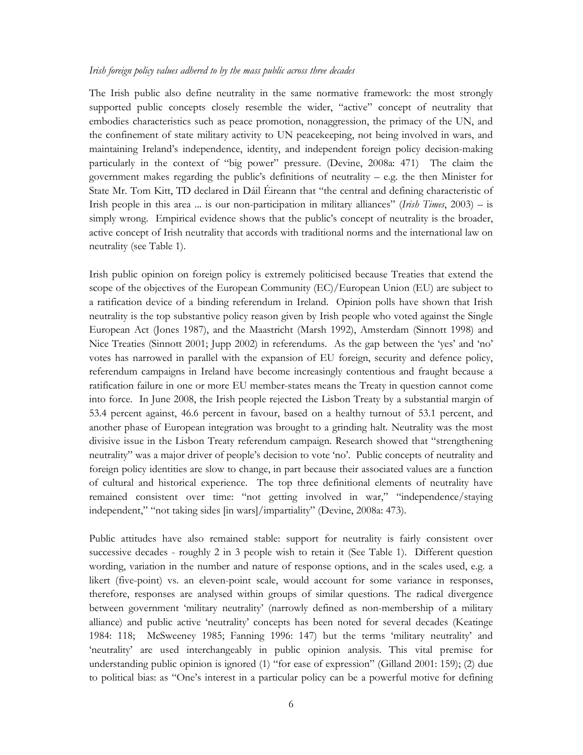*Irish foreign policy values adhered to by the mass public across three decades*

The Irish public also define neutrality in the same normative framework: the most strongly supported public concepts closely resemble the wider, "active" concept of neutrality that embodies characteristics such as peace promotion, nonaggression, the primacy of the UN, and the confinement of state military activity to UN peacekeeping, not being involved in wars, and maintaining Ireland's independence, identity, and independent foreign policy decision-making particularly in the context of "big power" pressure. (Devine, 2008a: 471) The claim the government makes regarding the public's definitions of neutrality – e.g. the then Minister for State Mr. Tom Kitt, TD declared in Dáil Éireann that "the central and defining characteristic of Irish people in this area ... is our non-participation in military alliances" (*Irish Times*, 2003) – is simply wrong. Empirical evidence shows that the public's concept of neutrality is the broader, active concept of Irish neutrality that accords with traditional norms and the international law on neutrality (see Table 1).

Irish public opinion on foreign policy is extremely politicised because Treaties that extend the scope of the objectives of the European Community (EC)/European Union (EU) are subject to a ratification device of a binding referendum in Ireland. Opinion polls have shown that Irish neutrality is the top substantive policy reason given by Irish people who voted against the Single European Act (Jones 1987), and the Maastricht (Marsh 1992), Amsterdam (Sinnott 1998) and Nice Treaties (Sinnott 2001; Jupp 2002) in referendums. As the gap between the 'yes' and 'no' votes has narrowed in parallel with the expansion of EU foreign, security and defence policy, referendum campaigns in Ireland have become increasingly contentious and fraught because a ratification failure in one or more EU member-states means the Treaty in question cannot come into force. In June 2008, the Irish people rejected the Lisbon Treaty by a substantial margin of 53.4 percent against, 46.6 percent in favour, based on a healthy turnout of 53.1 percent, and another phase of European integration was brought to a grinding halt. Neutrality was the most divisive issue in the Lisbon Treaty referendum campaign. Research showed that "strengthening neutrality" was a major driver of people's decision to vote 'no'. Public concepts of neutrality and foreign policy identities are slow to change, in part because their associated values are a function of cultural and historical experience. The top three definitional elements of neutrality have remained consistent over time: "not getting involved in war," "independence/staying independent," "not taking sides [in wars]/impartiality" (Devine, 2008a: 473).

Public attitudes have also remained stable: support for neutrality is fairly consistent over successive decades - roughly 2 in 3 people wish to retain it (See Table 1). Different question wording, variation in the number and nature of response options, and in the scales used, e.g. a likert (five-point) vs. an eleven-point scale, would account for some variance in responses, therefore, responses are analysed within groups of similar questions. The radical divergence between government 'military neutrality' (narrowly defined as non-membership of a military alliance) and public active 'neutrality' concepts has been noted for several decades (Keatinge 1984: 118; McSweeney 1985; Fanning 1996: 147) but the terms 'military neutrality' and 'neutrality' are used interchangeably in public opinion analysis. This vital premise for understanding public opinion is ignored (1) "for ease of expression" (Gilland 2001: 159); (2) due to political bias: as "One's interest in a particular policy can be a powerful motive for defining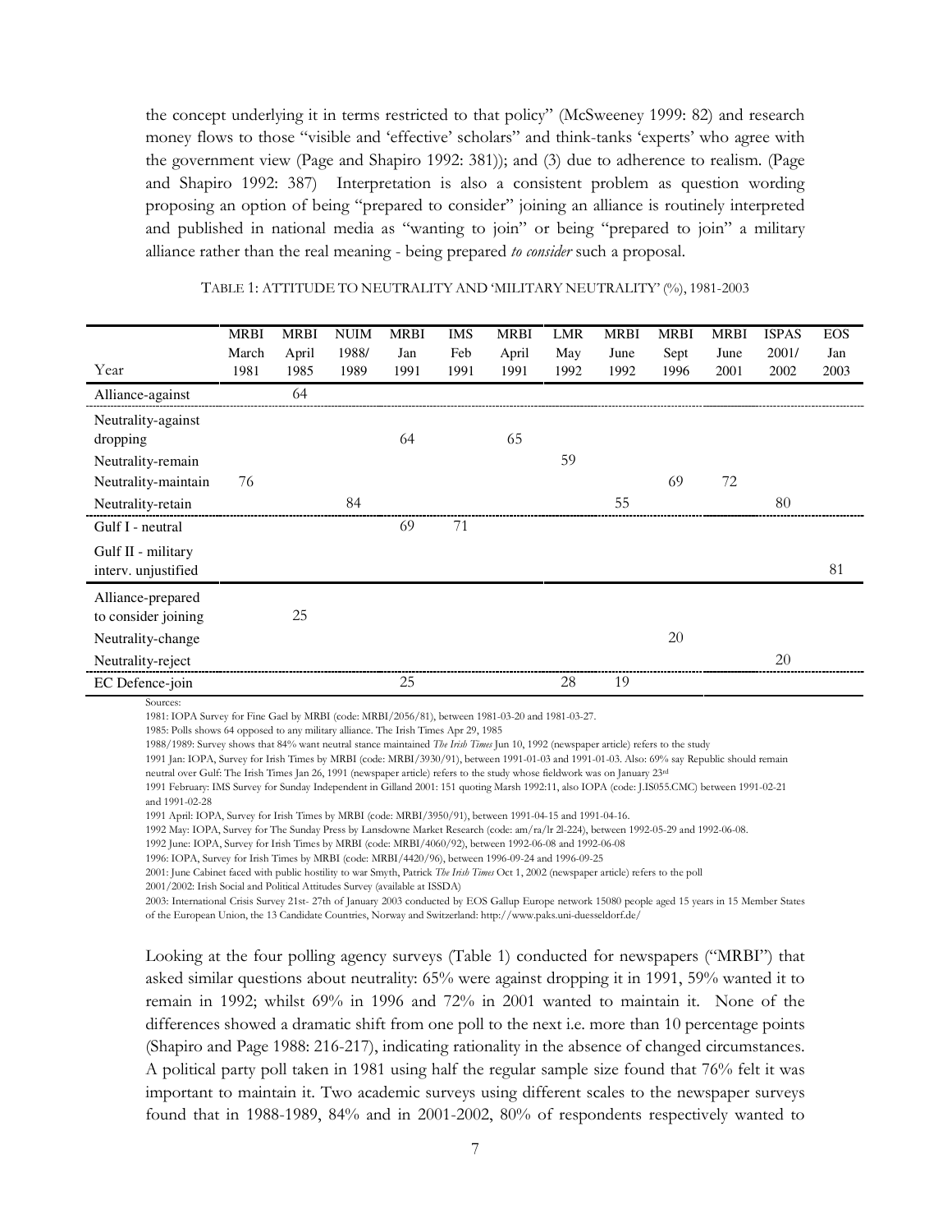the concept underlying it in terms restricted to that policy" (McSweeney 1999: 82) and research money flows to those "visible and 'effective' scholars" and think-tanks 'experts' who agree with the government view (Page and Shapiro 1992: 381)); and (3) due to adherence to realism. (Page and Shapiro 1992: 387) Interpretation is also a consistent problem as question wording proposing an option of being "prepared to consider" joining an alliance is routinely interpreted and published in national media as "wanting to join" or being "prepared to join" a military alliance rather than the real meaning - being prepared *to consider* such a proposal.

TABLE 1: ATTITUDE TO NEUTRALITY AND 'MILITARY NEUTRALITY' (%), 1981-2003

| Year | MRBI March 1981 | MRBI April 1985 | NUIM 1988/ 1989 | MRBI Jan 1991 | IMS Feb 1991 | MRBI April 1991 | LMR May 1992 | MRBI June 1992 | MRBI Sept 1996 | MRBI June 2001 | ISPAS 2001/ 2002 | EOS Jan 2003 |
|---|---|---|---|---|---|---|---|---|---|---|---|---|
| Alliance-against | | 64 | | | | | | | | | | |
| Neutrality-against dropping | | | | 64 | | 65 | | | | | | |
| Neutrality-remain | | | | | | | 59 | | | | | |
| Neutrality-maintain | 76 | | | | | | | | 69 | 72 | | |
| Neutrality-retain | | | 84 | | | | | 55 | | | 80 | |
| Gulf I - neutral | | | | 69 | 71 | | | | | | | |
| Gulf II - military interv. unjustified | | | | | | | | | | | | 81 |
| Alliance-prepared to consider joining | | 25 | | | | | | | | | | |
| Neutrality-change | | | | | | | | | 20 | | | |
| Neutrality-reject | | | | | | | | | | | 20 | |
| EC Defence-join | | | | 25 | | | 28 | 19 | | | | |

Sources:

1981: IOPA Survey for Fine Gael by MRBI (code: MRBI/2056/81), between 1981-03-20 and 1981-03-27.

1985: Polls shows 64 opposed to any military alliance. The Irish Times Apr 29, 1985

1988/1989: Survey shows that 84% want neutral stance maintained *The Irish Times* Jun 10, 1992 (newspaper article) refers to the study

1991 Jan: IOPA, Survey for Irish Times by MRBI (code: MRBI/3930/91), between 1991-01-03 and 1991-01-03. Also: 69% say Republic should remain neutral over Gulf: The Irish Times Jan 26, 1991 (newspaper article) refers to the study whose fieldwork was on January 23rd

1991 February: IMS Survey for Sunday Independent in Gilland 2001: 151 quoting Marsh 1992:11, also IOPA (code: J.IS055.CMC) between 1991-02-21 and 1991-02-28

1991 April: IOPA, Survey for Irish Times by MRBI (code: MRBI/3950/91), between 1991-04-15 and 1991-04-16.

1992 May: IOPA, Survey for The Sunday Press by Lansdowne Market Research (code: am/ra/lr 2l-224), between 1992-05-29 and 1992-06-08.

1992 June: IOPA, Survey for Irish Times by MRBI (code: MRBI/4060/92), between 1992-06-08 and 1992-06-08

1996: IOPA, Survey for Irish Times by MRBI (code: MRBI/4420/96), between 1996-09-24 and 1996-09-25

2001: June Cabinet faced with public hostility to war Smyth, Patrick *The Irish Times* Oct 1, 2002 (newspaper article) refers to the poll

2001/2002: Irish Social and Political Attitudes Survey (available at ISSDA)

2003: International Crisis Survey 21st- 27th of January 2003 conducted by EOS Gallup Europe network 15080 people aged 15 years in 15 Member States of the European Union, the 13 Candidate Countries, Norway and Switzerland: http://www.paks.uni-duesseldorf.de/

Looking at the four polling agency surveys (Table 1) conducted for newspapers ("MRBI") that asked similar questions about neutrality: 65% were against dropping it in 1991, 59% wanted it to remain in 1992; whilst 69% in 1996 and 72% in 2001 wanted to maintain it. None of the differences showed a dramatic shift from one poll to the next i.e. more than 10 percentage points (Shapiro and Page 1988: 216-217), indicating rationality in the absence of changed circumstances. A political party poll taken in 1981 using half the regular sample size found that 76% felt it was important to maintain it. Two academic surveys using different scales to the newspaper surveys found that in 1988-1989, 84% and in 2001-2002, 80% of respondents respectively wanted to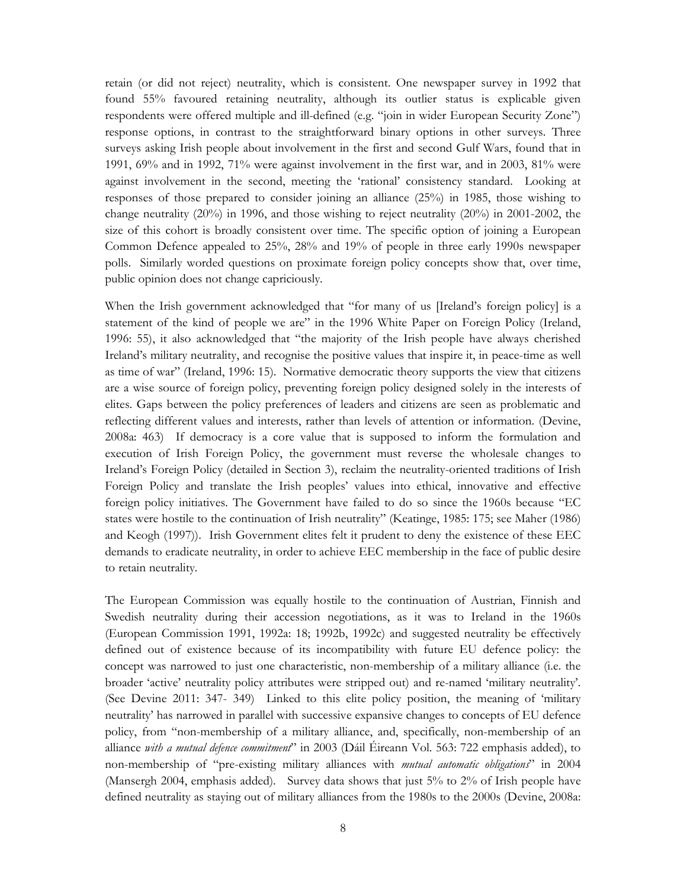retain (or did not reject) neutrality, which is consistent. One newspaper survey in 1992 that found 55% favoured retaining neutrality, although its outlier status is explicable given respondents were offered multiple and ill-defined (e.g. "join in wider European Security Zone") response options, in contrast to the straightforward binary options in other surveys. Three surveys asking Irish people about involvement in the first and second Gulf Wars, found that in 1991, 69% and in 1992, 71% were against involvement in the first war, and in 2003, 81% were against involvement in the second, meeting the 'rational' consistency standard. Looking at responses of those prepared to consider joining an alliance (25%) in 1985, those wishing to change neutrality (20%) in 1996, and those wishing to reject neutrality (20%) in 2001-2002, the size of this cohort is broadly consistent over time. The specific option of joining a European Common Defence appealed to 25%, 28% and 19% of people in three early 1990s newspaper polls. Similarly worded questions on proximate foreign policy concepts show that, over time, public opinion does not change capriciously.

When the Irish government acknowledged that "for many of us [Ireland's foreign policy] is a statement of the kind of people we are" in the 1996 White Paper on Foreign Policy (Ireland, 1996: 55), it also acknowledged that "the majority of the Irish people have always cherished Ireland's military neutrality, and recognise the positive values that inspire it, in peace-time as well as time of war" (Ireland, 1996: 15). Normative democratic theory supports the view that citizens are a wise source of foreign policy, preventing foreign policy designed solely in the interests of elites. Gaps between the policy preferences of leaders and citizens are seen as problematic and reflecting different values and interests, rather than levels of attention or information. (Devine, 2008a: 463) If democracy is a core value that is supposed to inform the formulation and execution of Irish Foreign Policy, the government must reverse the wholesale changes to Ireland's Foreign Policy (detailed in Section 3), reclaim the neutrality-oriented traditions of Irish Foreign Policy and translate the Irish peoples' values into ethical, innovative and effective foreign policy initiatives. The Government have failed to do so since the 1960s because "EC states were hostile to the continuation of Irish neutrality" (Keatinge, 1985: 175; see Maher (1986) and Keogh (1997)). Irish Government elites felt it prudent to deny the existence of these EEC demands to eradicate neutrality, in order to achieve EEC membership in the face of public desire to retain neutrality.

The European Commission was equally hostile to the continuation of Austrian, Finnish and Swedish neutrality during their accession negotiations, as it was to Ireland in the 1960s (European Commission 1991, 1992a: 18; 1992b, 1992c) and suggested neutrality be effectively defined out of existence because of its incompatibility with future EU defence policy: the concept was narrowed to just one characteristic, non-membership of a military alliance (i.e. the broader 'active' neutrality policy attributes were stripped out) and re-named 'military neutrality'. (See Devine 2011: 347- 349) Linked to this elite policy position, the meaning of 'military neutrality' has narrowed in parallel with successive expansive changes to concepts of EU defence policy, from "non-membership of a military alliance, and, specifically, non-membership of an alliance *with a mutual defence commitment*" in 2003 (Dáil Éireann Vol. 563: 722 emphasis added), to non-membership of "pre-existing military alliances with *mutual automatic obligations*" in 2004 (Mansergh 2004, emphasis added). Survey data shows that just 5% to 2% of Irish people have defined neutrality as staying out of military alliances from the 1980s to the 2000s (Devine, 2008a: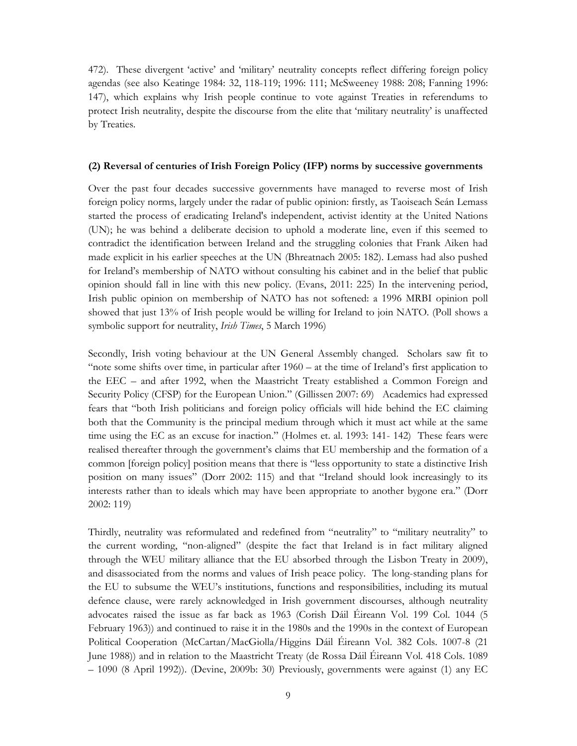472). These divergent 'active' and 'military' neutrality concepts reflect differing foreign policy agendas (see also Keatinge 1984: 32, 118-119; 1996: 111; McSweeney 1988: 208; Fanning 1996: 147), which explains why Irish people continue to vote against Treaties in referendums to protect Irish neutrality, despite the discourse from the elite that 'military neutrality' is unaffected by Treaties.

**(2) Reversal of centuries of Irish Foreign Policy (IFP) norms by successive governments**

Over the past four decades successive governments have managed to reverse most of Irish foreign policy norms, largely under the radar of public opinion: firstly, as Taoiseach Seán Lemass started the process of eradicating Ireland's independent, activist identity at the United Nations (UN); he was behind a deliberate decision to uphold a moderate line, even if this seemed to contradict the identification between Ireland and the struggling colonies that Frank Aiken had made explicit in his earlier speeches at the UN (Bhreatnach 2005: 182). Lemass had also pushed for Ireland's membership of NATO without consulting his cabinet and in the belief that public opinion should fall in line with this new policy. (Evans, 2011: 225) In the intervening period, Irish public opinion on membership of NATO has not softened: a 1996 MRBI opinion poll showed that just 13% of Irish people would be willing for Ireland to join NATO. (Poll shows a symbolic support for neutrality, *Irish Times*, 5 March 1996)

Secondly, Irish voting behaviour at the UN General Assembly changed. Scholars saw fit to "note some shifts over time, in particular after 1960 – at the time of Ireland's first application to the EEC – and after 1992, when the Maastricht Treaty established a Common Foreign and Security Policy (CFSP) for the European Union." (Gillissen 2007: 69) Academics had expressed fears that "both Irish politicians and foreign policy officials will hide behind the EC claiming both that the Community is the principal medium through which it must act while at the same time using the EC as an excuse for inaction." (Holmes et. al. 1993: 141- 142) These fears were realised thereafter through the government's claims that EU membership and the formation of a common [foreign policy] position means that there is "less opportunity to state a distinctive Irish position on many issues" (Dorr 2002: 115) and that "Ireland should look increasingly to its interests rather than to ideals which may have been appropriate to another bygone era." (Dorr 2002: 119)

Thirdly, neutrality was reformulated and redefined from "neutrality" to "military neutrality" to the current wording, "non-aligned" (despite the fact that Ireland is in fact military aligned through the WEU military alliance that the EU absorbed through the Lisbon Treaty in 2009), and disassociated from the norms and values of Irish peace policy. The long-standing plans for the EU to subsume the WEU's institutions, functions and responsibilities, including its mutual defence clause, were rarely acknowledged in Irish government discourses, although neutrality advocates raised the issue as far back as 1963 (Corish Dáil Éireann Vol. 199 Col. 1044 (5 February 1963)) and continued to raise it in the 1980s and the 1990s in the context of European Political Cooperation (McCartan/MacGiolla/Higgins Dáil Éireann Vol. 382 Cols. 1007-8 (21 June 1988)) and in relation to the Maastricht Treaty (de Rossa Dáil Éireann Vol. 418 Cols. 1089 – 1090 (8 April 1992)). (Devine, 2009b: 30) Previously, governments were against (1) any EC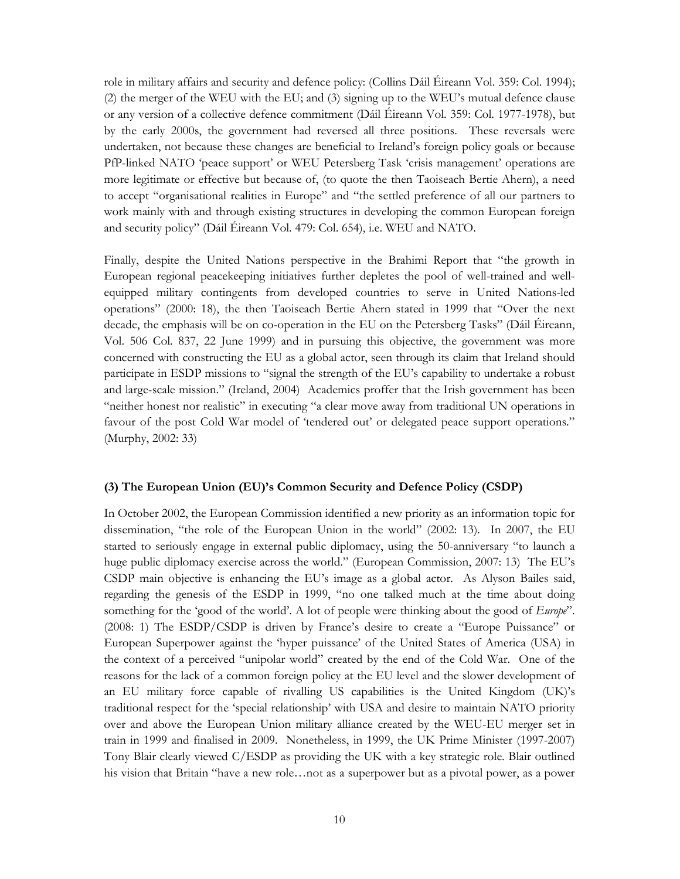role in military affairs and security and defence policy: (Collins Dáil Éireann Vol. 359: Col. 1994); (2) the merger of the WEU with the EU; and (3) signing up to the WEU's mutual defence clause or any version of a collective defence commitment (Dáil Éireann Vol. 359: Col. 1977-1978), but by the early 2000s, the government had reversed all three positions. These reversals were undertaken, not because these changes are beneficial to Ireland's foreign policy goals or because PfP-linked NATO 'peace support' or WEU Petersberg Task 'crisis management' operations are more legitimate or effective but because of, (to quote the then Taoiseach Bertie Ahern), a need to accept "organisational realities in Europe" and "the settled preference of all our partners to work mainly with and through existing structures in developing the common European foreign and security policy" (Dáil Éireann Vol. 479: Col. 654), i.e. WEU and NATO.

Finally, despite the United Nations perspective in the Brahimi Report that "the growth in European regional peacekeeping initiatives further depletes the pool of well-trained and well-equipped military contingents from developed countries to serve in United Nations-led operations" (2000: 18), the then Taoiseach Bertie Ahern stated in 1999 that "Over the next decade, the emphasis will be on co-operation in the EU on the Petersberg Tasks" (Dáil Éireann, Vol. 506 Col. 837, 22 June 1999) and in pursuing this objective, the government was more concerned with constructing the EU as a global actor, seen through its claim that Ireland should participate in ESDP missions to "signal the strength of the EU's capability to undertake a robust and large-scale mission." (Ireland, 2004) Academics proffer that the Irish government has been "neither honest nor realistic" in executing "a clear move away from traditional UN operations in favour of the post Cold War model of 'tendered out' or delegated peace support operations." (Murphy, 2002: 33)

### (3) The European Union (EU)'s Common Security and Defence Policy (CSDP)

In October 2002, the European Commission identified a new priority as an information topic for dissemination, "the role of the European Union in the world" (2002: 13). In 2007, the EU started to seriously engage in external public diplomacy, using the 50-anniversary "to launch a huge public diplomacy exercise across the world." (European Commission, 2007: 13) The EU's CSDP main objective is enhancing the EU's image as a global actor. As Alyson Bailes said, regarding the genesis of the ESDP in 1999, "no one talked much at the time about doing something for the 'good of the world'. A lot of people were thinking about the good of *Europe*". (2008: 1) The ESDP/CSDP is driven by France's desire to create a "Europe Puissance" or European Superpower against the 'hyper puissance' of the United States of America (USA) in the context of a perceived "unipolar world" created by the end of the Cold War. One of the reasons for the lack of a common foreign policy at the EU level and the slower development of an EU military force capable of rivalling US capabilities is the United Kingdom (UK)'s traditional respect for the 'special relationship' with USA and desire to maintain NATO priority over and above the European Union military alliance created by the WEU-EU merger set in train in 1999 and finalised in 2009. Nonetheless, in 1999, the UK Prime Minister (1997-2007) Tony Blair clearly viewed C/ESDP as providing the UK with a key strategic role. Blair outlined his vision that Britain "have a new role…not as a superpower but as a pivotal power, as a power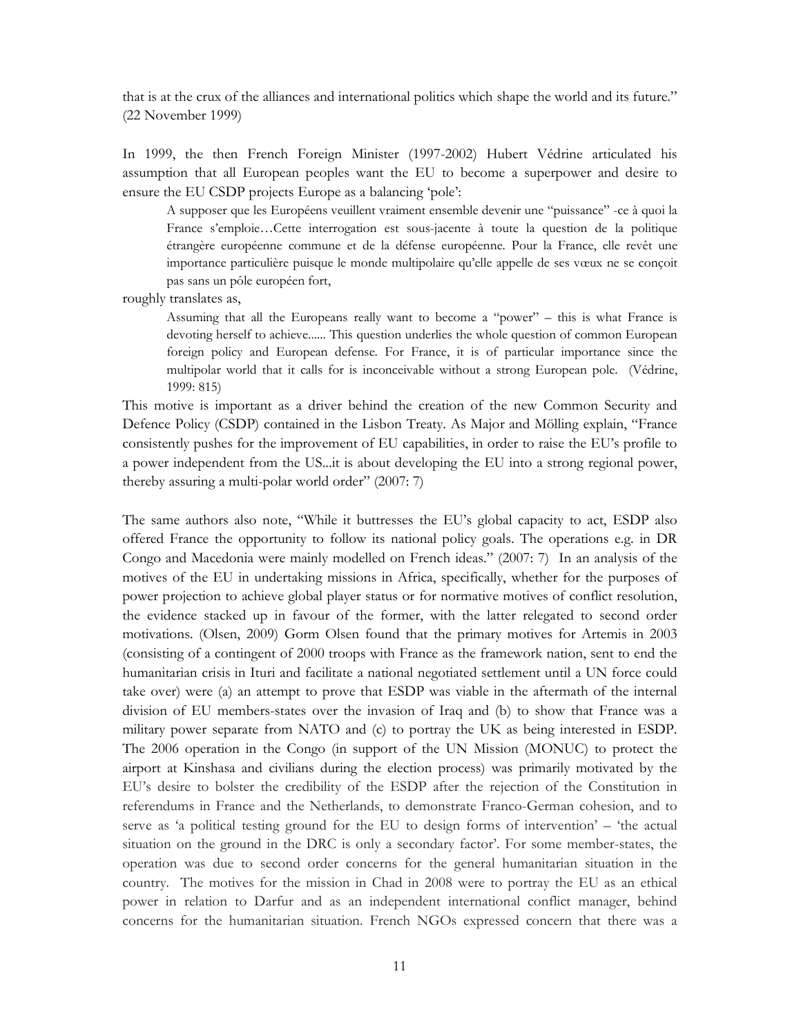that is at the crux of the alliances and international politics which shape the world and its future." (22 November 1999)

In 1999, the then French Foreign Minister (1997-2002) Hubert Védrine articulated his assumption that all European peoples want the EU to become a superpower and desire to ensure the EU CSDP projects Europe as a balancing 'pole':

> A supposer que les Européens veuillent vraiment ensemble devenir une "puissance" -ce à quoi la France s'emploie…Cette interrogation est sous-jacente à toute la question de la politique étrangère européenne commune et de la défense européenne. Pour la France, elle revêt une importance particulière puisque le monde multipolaire qu'elle appelle de ses vœux ne se conçoit pas sans un pôle européen fort,

roughly translates as,

> Assuming that all the Europeans really want to become a "power" – this is what France is devoting herself to achieve...... This question underlies the whole question of common European foreign policy and European defense. For France, it is of particular importance since the multipolar world that it calls for is inconceivable without a strong European pole. (Védrine, 1999: 815)

This motive is important as a driver behind the creation of the new Common Security and Defence Policy (CSDP) contained in the Lisbon Treaty. As Major and Mölling explain, "France consistently pushes for the improvement of EU capabilities, in order to raise the EU's profile to a power independent from the US...it is about developing the EU into a strong regional power, thereby assuring a multi-polar world order" (2007: 7)

The same authors also note, "While it buttresses the EU's global capacity to act, ESDP also offered France the opportunity to follow its national policy goals. The operations e.g. in DR Congo and Macedonia were mainly modelled on French ideas." (2007: 7) In an analysis of the motives of the EU in undertaking missions in Africa, specifically, whether for the purposes of power projection to achieve global player status or for normative motives of conflict resolution, the evidence stacked up in favour of the former, with the latter relegated to second order motivations. (Olsen, 2009) Gorm Olsen found that the primary motives for Artemis in 2003 (consisting of a contingent of 2000 troops with France as the framework nation, sent to end the humanitarian crisis in Ituri and facilitate a national negotiated settlement until a UN force could take over) were (a) an attempt to prove that ESDP was viable in the aftermath of the internal division of EU members-states over the invasion of Iraq and (b) to show that France was a military power separate from NATO and (c) to portray the UK as being interested in ESDP. The 2006 operation in the Congo (in support of the UN Mission (MONUC) to protect the airport at Kinshasa and civilians during the election process) was primarily motivated by the EU's desire to bolster the credibility of the ESDP after the rejection of the Constitution in referendums in France and the Netherlands, to demonstrate Franco-German cohesion, and to serve as 'a political testing ground for the EU to design forms of intervention' – 'the actual situation on the ground in the DRC is only a secondary factor'. For some member-states, the operation was due to second order concerns for the general humanitarian situation in the country. The motives for the mission in Chad in 2008 were to portray the EU as an ethical power in relation to Darfur and as an independent international conflict manager, behind concerns for the humanitarian situation. French NGOs expressed concern that there was a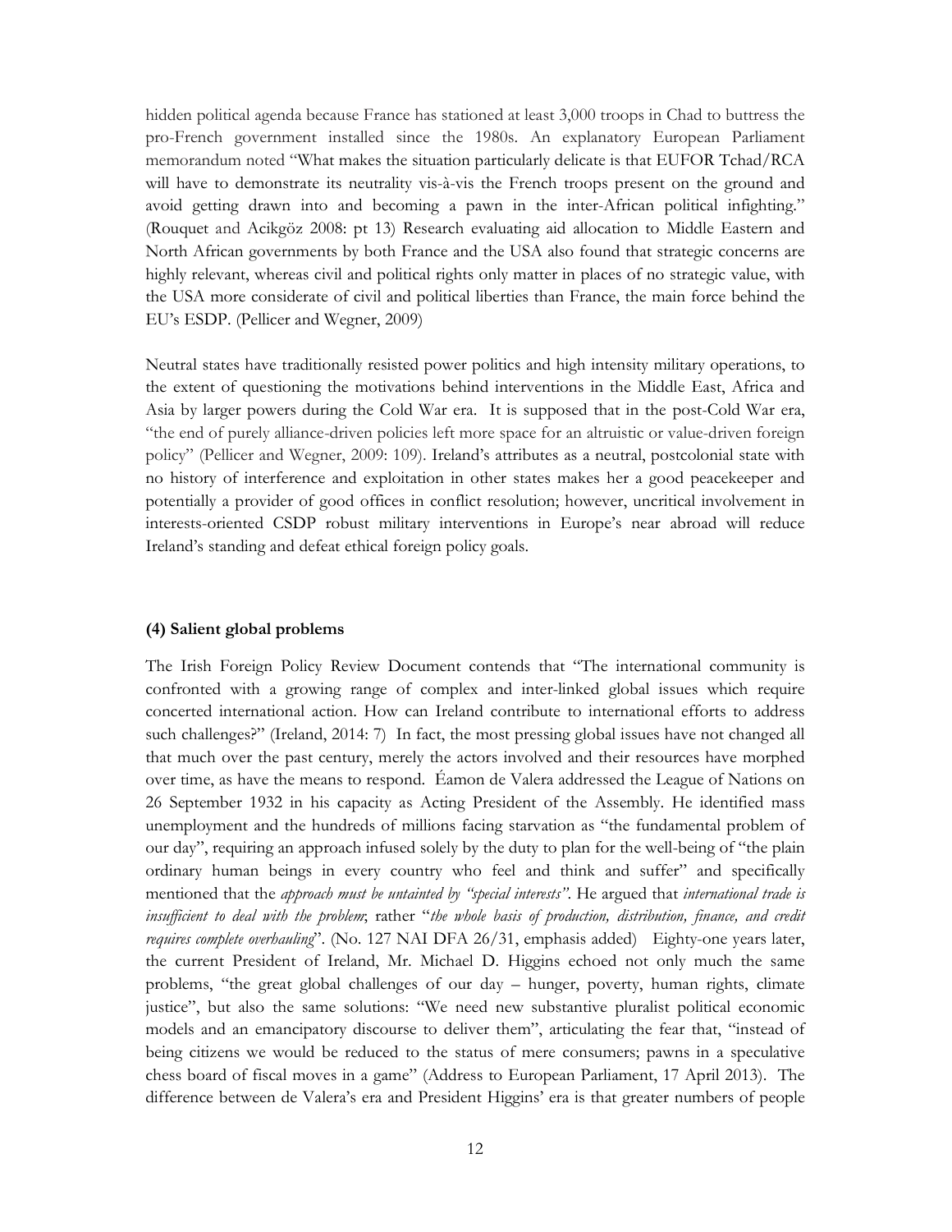hidden political agenda because France has stationed at least 3,000 troops in Chad to buttress the pro-French government installed since the 1980s. An explanatory European Parliament memorandum noted "What makes the situation particularly delicate is that EUFOR Tchad/RCA will have to demonstrate its neutrality vis-à-vis the French troops present on the ground and avoid getting drawn into and becoming a pawn in the inter-African political infighting." (Rouquet and Acikgöz 2008: pt 13) Research evaluating aid allocation to Middle Eastern and North African governments by both France and the USA also found that strategic concerns are highly relevant, whereas civil and political rights only matter in places of no strategic value, with the USA more considerate of civil and political liberties than France, the main force behind the EU's ESDP. (Pellicer and Wegner, 2009)

Neutral states have traditionally resisted power politics and high intensity military operations, to the extent of questioning the motivations behind interventions in the Middle East, Africa and Asia by larger powers during the Cold War era. It is supposed that in the post-Cold War era, "the end of purely alliance-driven policies left more space for an altruistic or value-driven foreign policy" (Pellicer and Wegner, 2009: 109). Ireland's attributes as a neutral, postcolonial state with no history of interference and exploitation in other states makes her a good peacekeeper and potentially a provider of good offices in conflict resolution; however, uncritical involvement in interests-oriented CSDP robust military interventions in Europe's near abroad will reduce Ireland's standing and defeat ethical foreign policy goals.

**(4) Salient global problems**

The Irish Foreign Policy Review Document contends that "The international community is confronted with a growing range of complex and inter-linked global issues which require concerted international action. How can Ireland contribute to international efforts to address such challenges?" (Ireland, 2014: 7) In fact, the most pressing global issues have not changed all that much over the past century, merely the actors involved and their resources have morphed over time, as have the means to respond. Éamon de Valera addressed the League of Nations on 26 September 1932 in his capacity as Acting President of the Assembly. He identified mass unemployment and the hundreds of millions facing starvation as "the fundamental problem of our day", requiring an approach infused solely by the duty to plan for the well-being of "the plain ordinary human beings in every country who feel and think and suffer" and specifically mentioned that the *approach must be untainted by "special interests"*. He argued that *international trade is insufficient to deal with the problem*; rather "*the whole basis of production, distribution, finance, and credit requires complete overhauling*". (No. 127 NAI DFA 26/31, emphasis added) Eighty-one years later, the current President of Ireland, Mr. Michael D. Higgins echoed not only much the same problems, "the great global challenges of our day – hunger, poverty, human rights, climate justice", but also the same solutions: "We need new substantive pluralist political economic models and an emancipatory discourse to deliver them", articulating the fear that, "instead of being citizens we would be reduced to the status of mere consumers; pawns in a speculative chess board of fiscal moves in a game" (Address to European Parliament, 17 April 2013). The difference between de Valera's era and President Higgins' era is that greater numbers of people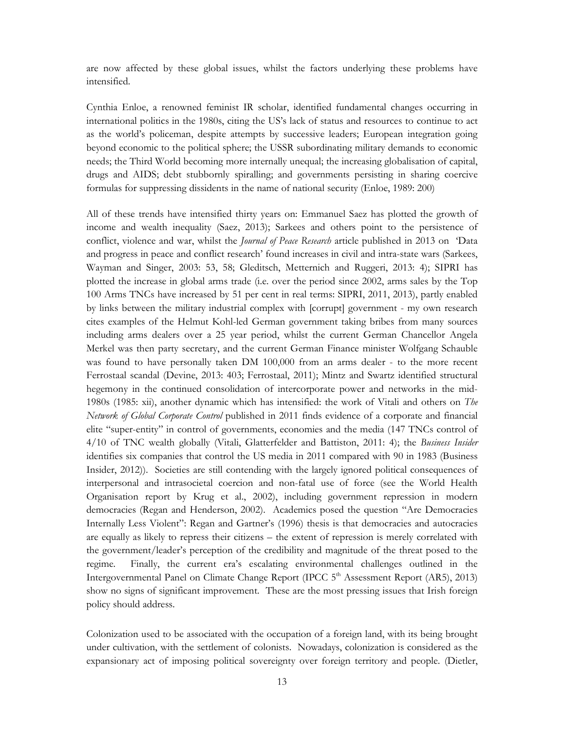are now affected by these global issues, whilst the factors underlying these problems have intensified.

Cynthia Enloe, a renowned feminist IR scholar, identified fundamental changes occurring in international politics in the 1980s, citing the US's lack of status and resources to continue to act as the world's policeman, despite attempts by successive leaders; European integration going beyond economic to the political sphere; the USSR subordinating military demands to economic needs; the Third World becoming more internally unequal; the increasing globalisation of capital, drugs and AIDS; debt stubbornly spiralling; and governments persisting in sharing coercive formulas for suppressing dissidents in the name of national security (Enloe, 1989: 200)

All of these trends have intensified thirty years on: Emmanuel Saez has plotted the growth of income and wealth inequality (Saez, 2013); Sarkees and others point to the persistence of conflict, violence and war, whilst the *Journal of Peace Research* article published in 2013 on 'Data and progress in peace and conflict research' found increases in civil and intra-state wars (Sarkees, Wayman and Singer, 2003: 53, 58; Gleditsch, Metternich and Ruggeri, 2013: 4); SIPRI has plotted the increase in global arms trade (i.e. over the period since 2002, arms sales by the Top 100 Arms TNCs have increased by 51 per cent in real terms: SIPRI, 2011, 2013), partly enabled by links between the military industrial complex with [corrupt] government - my own research cites examples of the Helmut Kohl-led German government taking bribes from many sources including arms dealers over a 25 year period, whilst the current German Chancellor Angela Merkel was then party secretary, and the current German Finance minister Wolfgang Schauble was found to have personally taken DM 100,000 from an arms dealer - to the more recent Ferrostaal scandal (Devine, 2013: 403; Ferrostaal, 2011); Mintz and Swartz identified structural hegemony in the continued consolidation of intercorporate power and networks in the mid-1980s (1985: xii), another dynamic which has intensified: the work of Vitali and others on *The Network of Global Corporate Control* published in 2011 finds evidence of a corporate and financial elite "super-entity" in control of governments, economies and the media (147 TNCs control of 4/10 of TNC wealth globally (Vitali, Glatterfelder and Battiston, 2011: 4); the *Business Insider* identifies six companies that control the US media in 2011 compared with 90 in 1983 (Business Insider, 2012)). Societies are still contending with the largely ignored political consequences of interpersonal and intrasocietal coercion and non-fatal use of force (see the World Health Organisation report by Krug et al., 2002), including government repression in modern democracies (Regan and Henderson, 2002). Academics posed the question "Are Democracies Internally Less Violent": Regan and Gartner's (1996) thesis is that democracies and autocracies are equally as likely to repress their citizens – the extent of repression is merely correlated with the government/leader's perception of the credibility and magnitude of the threat posed to the regime. Finally, the current era's escalating environmental challenges outlined in the Intergovernmental Panel on Climate Change Report (IPCC 5th Assessment Report (AR5), 2013) show no signs of significant improvement. These are the most pressing issues that Irish foreign policy should address.

Colonization used to be associated with the occupation of a foreign land, with its being brought under cultivation, with the settlement of colonists. Nowadays, colonization is considered as the expansionary act of imposing political sovereignty over foreign territory and people. (Dietler,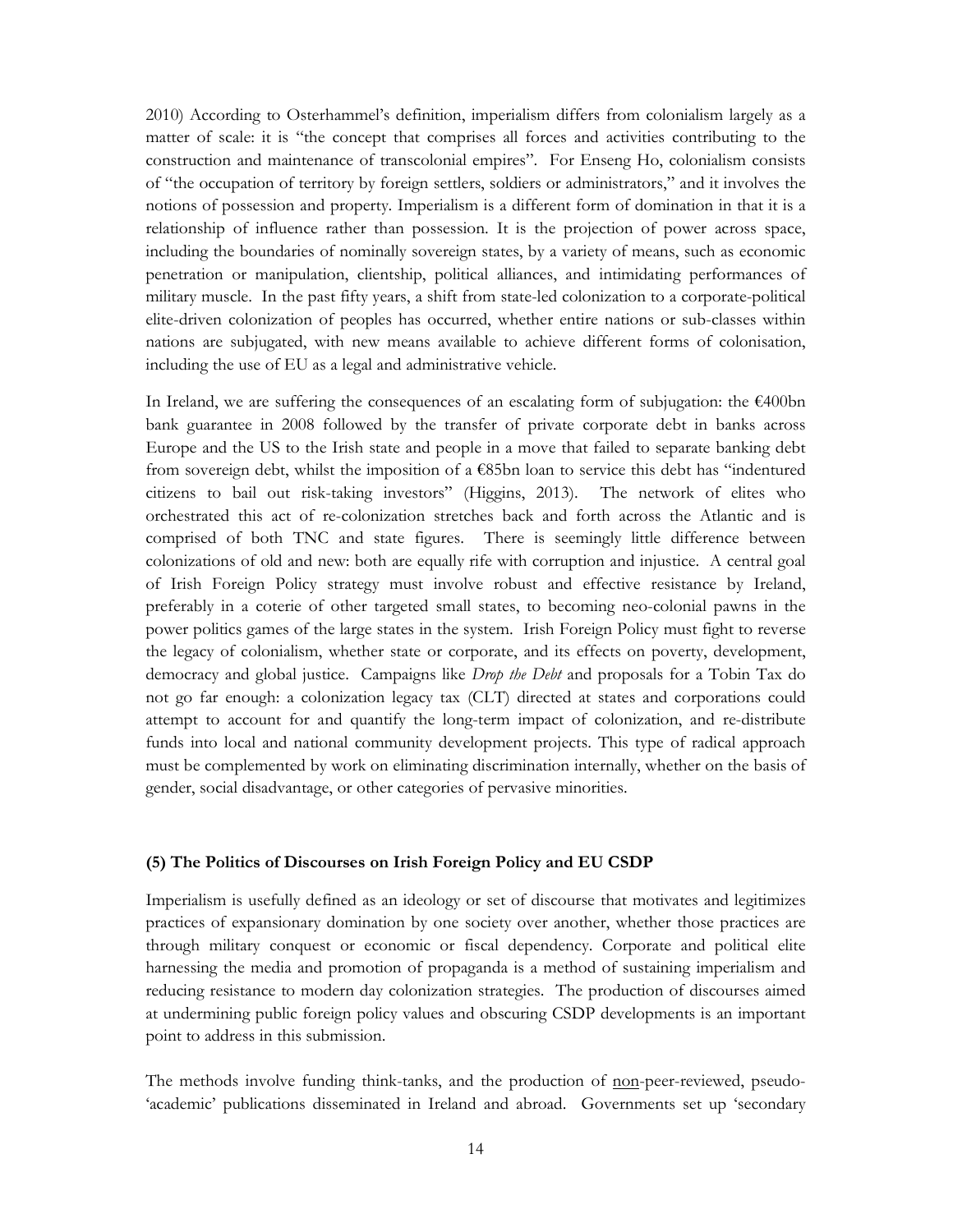2010) According to Osterhammel's definition, imperialism differs from colonialism largely as a matter of scale: it is "the concept that comprises all forces and activities contributing to the construction and maintenance of transcolonial empires". For Enseng Ho, colonialism consists of "the occupation of territory by foreign settlers, soldiers or administrators," and it involves the notions of possession and property. Imperialism is a different form of domination in that it is a relationship of influence rather than possession. It is the projection of power across space, including the boundaries of nominally sovereign states, by a variety of means, such as economic penetration or manipulation, clientship, political alliances, and intimidating performances of military muscle. In the past fifty years, a shift from state-led colonization to a corporate-political elite-driven colonization of peoples has occurred, whether entire nations or sub-classes within nations are subjugated, with new means available to achieve different forms of colonisation, including the use of EU as a legal and administrative vehicle.

In Ireland, we are suffering the consequences of an escalating form of subjugation: the €400bn bank guarantee in 2008 followed by the transfer of private corporate debt in banks across Europe and the US to the Irish state and people in a move that failed to separate banking debt from sovereign debt, whilst the imposition of a €85bn loan to service this debt has "indentured citizens to bail out risk-taking investors" (Higgins, 2013). The network of elites who orchestrated this act of re-colonization stretches back and forth across the Atlantic and is comprised of both TNC and state figures. There is seemingly little difference between colonizations of old and new: both are equally rife with corruption and injustice. A central goal of Irish Foreign Policy strategy must involve robust and effective resistance by Ireland, preferably in a coterie of other targeted small states, to becoming neo-colonial pawns in the power politics games of the large states in the system. Irish Foreign Policy must fight to reverse the legacy of colonialism, whether state or corporate, and its effects on poverty, development, democracy and global justice. Campaigns like *Drop the Debt* and proposals for a Tobin Tax do not go far enough: a colonization legacy tax (CLT) directed at states and corporations could attempt to account for and quantify the long-term impact of colonization, and re-distribute funds into local and national community development projects. This type of radical approach must be complemented by work on eliminating discrimination internally, whether on the basis of gender, social disadvantage, or other categories of pervasive minorities.

### (5) The Politics of Discourses on Irish Foreign Policy and EU CSDP

Imperialism is usefully defined as an ideology or set of discourse that motivates and legitimizes practices of expansionary domination by one society over another, whether those practices are through military conquest or economic or fiscal dependency. Corporate and political elite harnessing the media and promotion of propaganda is a method of sustaining imperialism and reducing resistance to modern day colonization strategies. The production of discourses aimed at undermining public foreign policy values and obscuring CSDP developments is an important point to address in this submission.

The methods involve funding think-tanks, and the production of <u>non</u>-peer-reviewed, pseudo-'academic' publications disseminated in Ireland and abroad. Governments set up 'secondary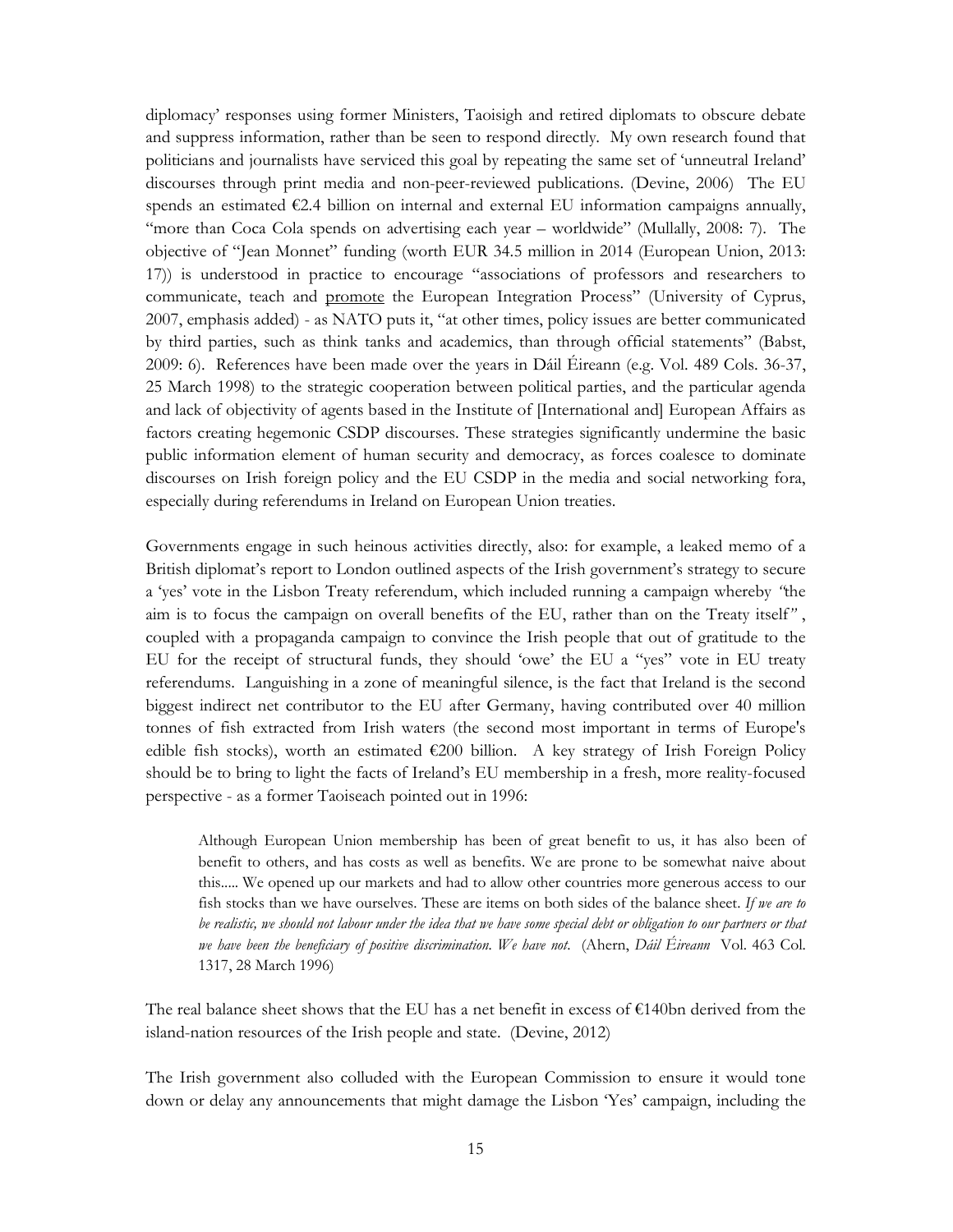diplomacy' responses using former Ministers, Taoisigh and retired diplomats to obscure debate and suppress information, rather than be seen to respond directly. My own research found that politicians and journalists have serviced this goal by repeating the same set of 'unneutral Ireland' discourses through print media and non-peer-reviewed publications. (Devine, 2006) The EU spends an estimated €2.4 billion on internal and external EU information campaigns annually, "more than Coca Cola spends on advertising each year – worldwide" (Mullally, 2008: 7). The objective of "Jean Monnet" funding (worth EUR 34.5 million in 2014 (European Union, 2013: 17)) is understood in practice to encourage "associations of professors and researchers to communicate, teach and <u>promote</u> the European Integration Process" (University of Cyprus, 2007, emphasis added) - as NATO puts it, "at other times, policy issues are better communicated by third parties, such as think tanks and academics, than through official statements" (Babst, 2009: 6). References have been made over the years in Dáil Éireann (e.g. Vol. 489 Cols. 36-37, 25 March 1998) to the strategic cooperation between political parties, and the particular agenda and lack of objectivity of agents based in the Institute of [International and] European Affairs as factors creating hegemonic CSDP discourses. These strategies significantly undermine the basic public information element of human security and democracy, as forces coalesce to dominate discourses on Irish foreign policy and the EU CSDP in the media and social networking fora, especially during referendums in Ireland on European Union treaties.

Governments engage in such heinous activities directly, also: for example, a leaked memo of a British diplomat's report to London outlined aspects of the Irish government's strategy to secure a 'yes' vote in the Lisbon Treaty referendum, which included running a campaign whereby *"the aim is to focus the campaign on overall benefits of the EU, rather than on the Treaty itself"*, coupled with a propaganda campaign to convince the Irish people that out of gratitude to the EU for the receipt of structural funds, they should 'owe' the EU a "yes" vote in EU treaty referendums. Languishing in a zone of meaningful silence, is the fact that Ireland is the second biggest indirect net contributor to the EU after Germany, having contributed over 40 million tonnes of fish extracted from Irish waters (the second most important in terms of Europe's edible fish stocks), worth an estimated €200 billion. A key strategy of Irish Foreign Policy should be to bring to light the facts of Ireland's EU membership in a fresh, more reality-focused perspective - as a former Taoiseach pointed out in 1996:

> Although European Union membership has been of great benefit to us, it has also been of benefit to others, and has costs as well as benefits. We are prone to be somewhat naive about this..... We opened up our markets and had to allow other countries more generous access to our fish stocks than we have ourselves. These are items on both sides of the balance sheet. *If we are to be realistic, we should not labour under the idea that we have some special debt or obligation to our partners or that we have been the beneficiary of positive discrimination. We have not.* (Ahern, *Dáil Éireann* Vol. 463 Col. 1317, 28 March 1996)

The real balance sheet shows that the EU has a net benefit in excess of €140bn derived from the island-nation resources of the Irish people and state. (Devine, 2012)

The Irish government also colluded with the European Commission to ensure it would tone down or delay any announcements that might damage the Lisbon 'Yes' campaign, including the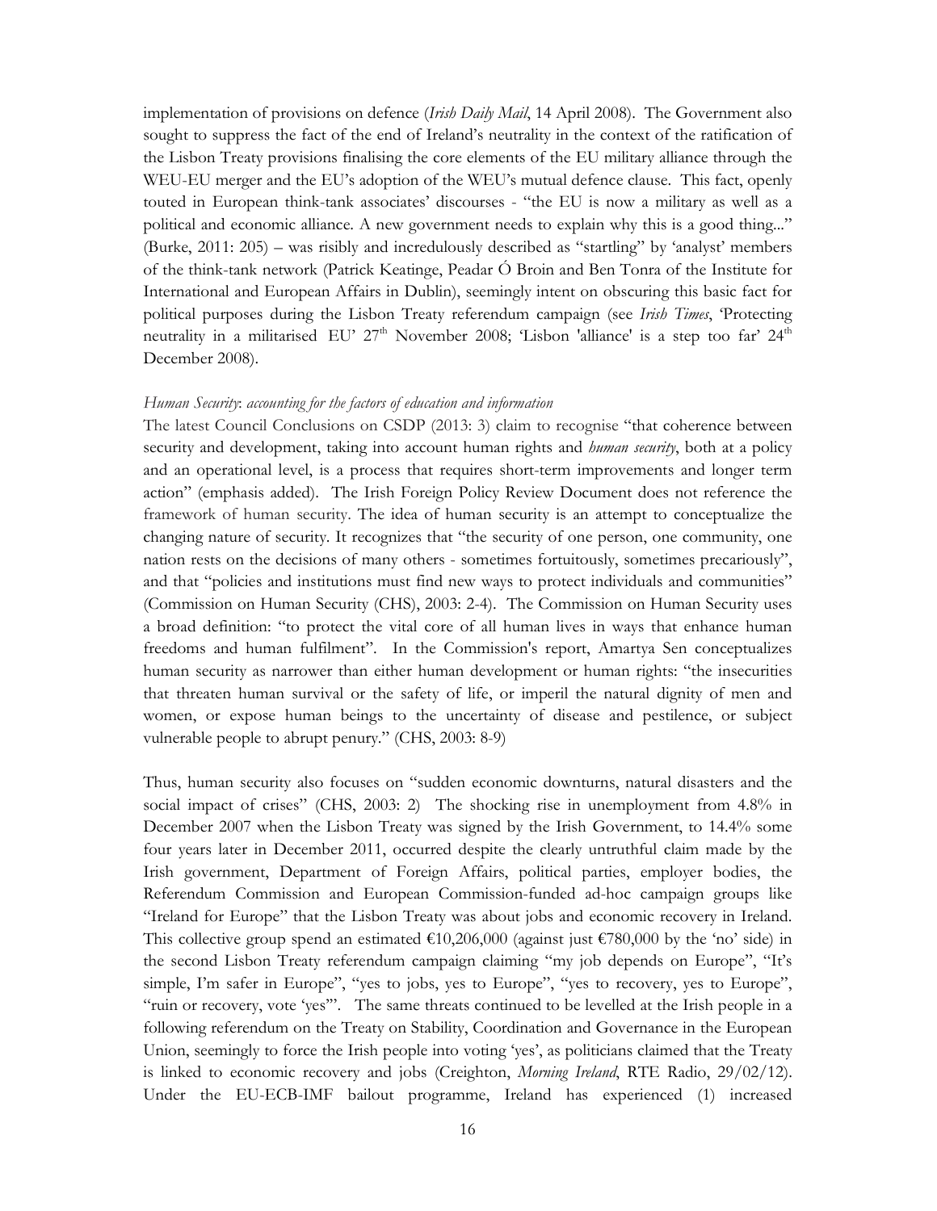implementation of provisions on defence (*Irish Daily Mail*, 14 April 2008). The Government also sought to suppress the fact of the end of Ireland's neutrality in the context of the ratification of the Lisbon Treaty provisions finalising the core elements of the EU military alliance through the WEU-EU merger and the EU's adoption of the WEU's mutual defence clause. This fact, openly touted in European think-tank associates' discourses - "the EU is now a military as well as a political and economic alliance. A new government needs to explain why this is a good thing..." (Burke, 2011: 205) – was risibly and incredulously described as "startling" by 'analyst' members of the think-tank network (Patrick Keatinge, Peadar Ó Broin and Ben Tonra of the Institute for International and European Affairs in Dublin), seemingly intent on obscuring this basic fact for political purposes during the Lisbon Treaty referendum campaign (see *Irish Times*, 'Protecting neutrality in a militarised EU' 27th November 2008; 'Lisbon 'alliance' is a step too far' 24th December 2008).

*Human Security*: *accounting for the factors of education and information*

The latest Council Conclusions on CSDP (2013: 3) claim to recognise "that coherence between security and development, taking into account human rights and *human security*, both at a policy and an operational level, is a process that requires short-term improvements and longer term action" (emphasis added). The Irish Foreign Policy Review Document does not reference the framework of human security. The idea of human security is an attempt to conceptualize the changing nature of security. It recognizes that "the security of one person, one community, one nation rests on the decisions of many others - sometimes fortuitously, sometimes precariously", and that "policies and institutions must find new ways to protect individuals and communities" (Commission on Human Security (CHS), 2003: 2-4). The Commission on Human Security uses a broad definition: "to protect the vital core of all human lives in ways that enhance human freedoms and human fulfilment". In the Commission's report, Amartya Sen conceptualizes human security as narrower than either human development or human rights: "the insecurities that threaten human survival or the safety of life, or imperil the natural dignity of men and women, or expose human beings to the uncertainty of disease and pestilence, or subject vulnerable people to abrupt penury." (CHS, 2003: 8-9)

Thus, human security also focuses on "sudden economic downturns, natural disasters and the social impact of crises" (CHS, 2003: 2) The shocking rise in unemployment from 4.8% in December 2007 when the Lisbon Treaty was signed by the Irish Government, to 14.4% some four years later in December 2011, occurred despite the clearly untruthful claim made by the Irish government, Department of Foreign Affairs, political parties, employer bodies, the Referendum Commission and European Commission-funded ad-hoc campaign groups like "Ireland for Europe" that the Lisbon Treaty was about jobs and economic recovery in Ireland. This collective group spend an estimated €10,206,000 (against just €780,000 by the 'no' side) in the second Lisbon Treaty referendum campaign claiming "my job depends on Europe", "It's simple, I'm safer in Europe", "yes to jobs, yes to Europe", "yes to recovery, yes to Europe", "ruin or recovery, vote 'yes'". The same threats continued to be levelled at the Irish people in a following referendum on the Treaty on Stability, Coordination and Governance in the European Union, seemingly to force the Irish people into voting 'yes', as politicians claimed that the Treaty is linked to economic recovery and jobs (Creighton, *Morning Ireland*, RTE Radio, 29/02/12). Under the EU-ECB-IMF bailout programme, Ireland has experienced (1) increased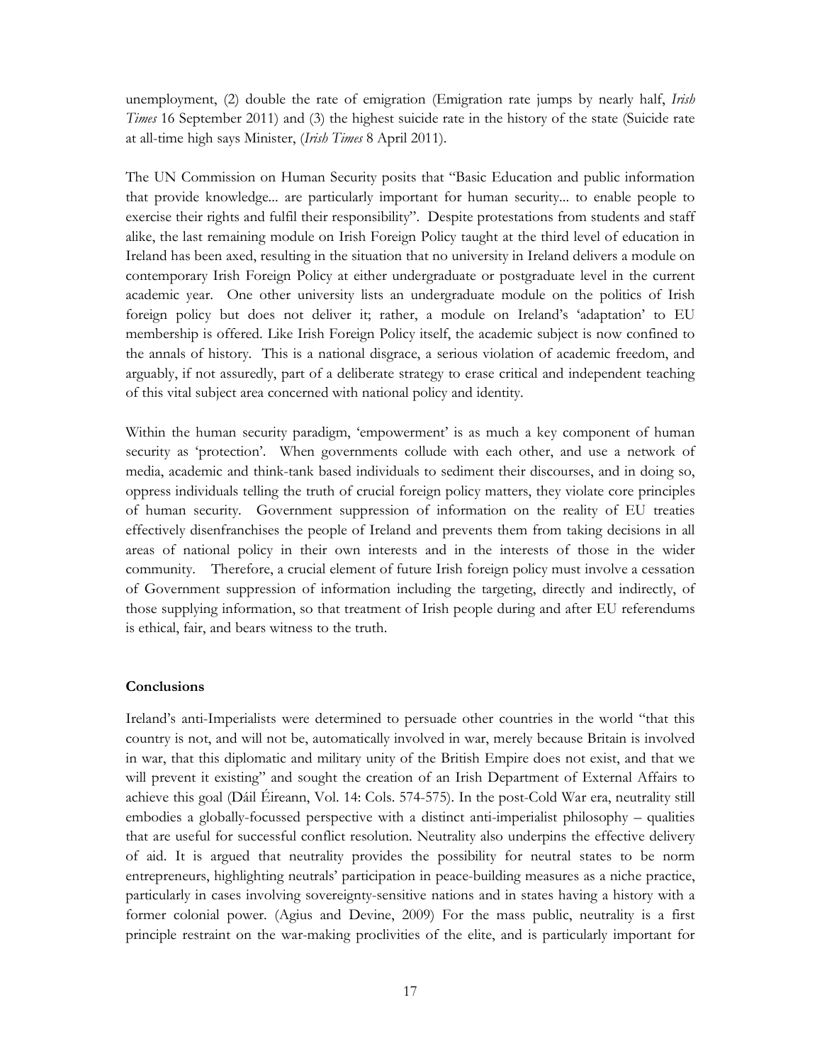unemployment, (2) double the rate of emigration (Emigration rate jumps by nearly half, *Irish Times* 16 September 2011) and (3) the highest suicide rate in the history of the state (Suicide rate at all-time high says Minister, (*Irish Times* 8 April 2011).

The UN Commission on Human Security posits that "Basic Education and public information that provide knowledge... are particularly important for human security... to enable people to exercise their rights and fulfil their responsibility". Despite protestations from students and staff alike, the last remaining module on Irish Foreign Policy taught at the third level of education in Ireland has been axed, resulting in the situation that no university in Ireland delivers a module on contemporary Irish Foreign Policy at either undergraduate or postgraduate level in the current academic year. One other university lists an undergraduate module on the politics of Irish foreign policy but does not deliver it; rather, a module on Ireland's 'adaptation' to EU membership is offered. Like Irish Foreign Policy itself, the academic subject is now confined to the annals of history. This is a national disgrace, a serious violation of academic freedom, and arguably, if not assuredly, part of a deliberate strategy to erase critical and independent teaching of this vital subject area concerned with national policy and identity.

Within the human security paradigm, 'empowerment' is as much a key component of human security as 'protection'. When governments collude with each other, and use a network of media, academic and think-tank based individuals to sediment their discourses, and in doing so, oppress individuals telling the truth of crucial foreign policy matters, they violate core principles of human security. Government suppression of information on the reality of EU treaties effectively disenfranchises the people of Ireland and prevents them from taking decisions in all areas of national policy in their own interests and in the interests of those in the wider community. Therefore, a crucial element of future Irish foreign policy must involve a cessation of Government suppression of information including the targeting, directly and indirectly, of those supplying information, so that treatment of Irish people during and after EU referendums is ethical, fair, and bears witness to the truth.

**Conclusions**

Ireland's anti-Imperialists were determined to persuade other countries in the world "that this country is not, and will not be, automatically involved in war, merely because Britain is involved in war, that this diplomatic and military unity of the British Empire does not exist, and that we will prevent it existing" and sought the creation of an Irish Department of External Affairs to achieve this goal (Dáil Éireann, Vol. 14: Cols. 574-575). In the post-Cold War era, neutrality still embodies a globally-focussed perspective with a distinct anti-imperialist philosophy – qualities that are useful for successful conflict resolution. Neutrality also underpins the effective delivery of aid. It is argued that neutrality provides the possibility for neutral states to be norm entrepreneurs, highlighting neutrals' participation in peace-building measures as a niche practice, particularly in cases involving sovereignty-sensitive nations and in states having a history with a former colonial power. (Agius and Devine, 2009) For the mass public, neutrality is a first principle restraint on the war-making proclivities of the elite, and is particularly important for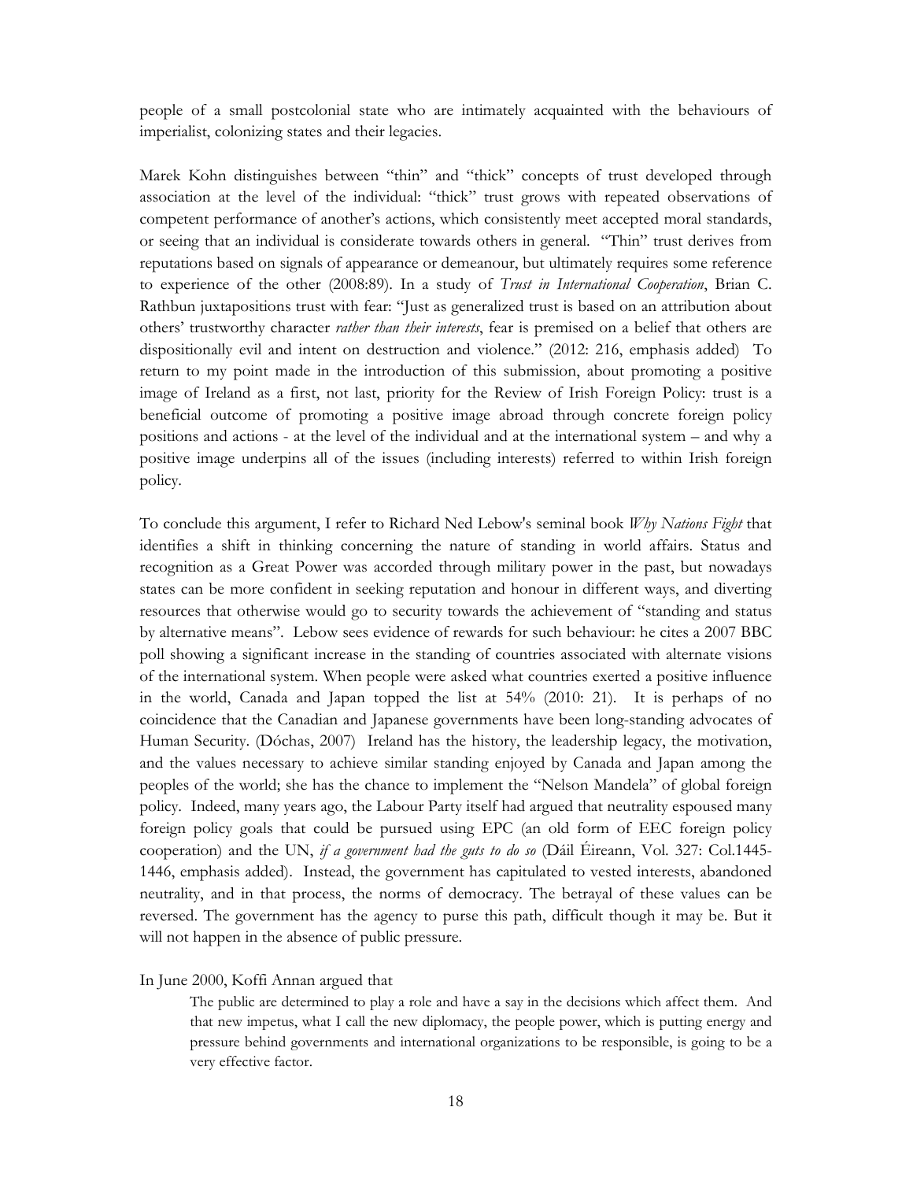people of a small postcolonial state who are intimately acquainted with the behaviours of imperialist, colonizing states and their legacies.

Marek Kohn distinguishes between "thin" and "thick" concepts of trust developed through association at the level of the individual: "thick" trust grows with repeated observations of competent performance of another's actions, which consistently meet accepted moral standards, or seeing that an individual is considerate towards others in general. "Thin" trust derives from reputations based on signals of appearance or demeanour, but ultimately requires some reference to experience of the other (2008:89). In a study of *Trust in International Cooperation*, Brian C. Rathbun juxtapositions trust with fear: "Just as generalized trust is based on an attribution about others' trustworthy character *rather than their interests*, fear is premised on a belief that others are dispositionally evil and intent on destruction and violence." (2012: 216, emphasis added) To return to my point made in the introduction of this submission, about promoting a positive image of Ireland as a first, not last, priority for the Review of Irish Foreign Policy: trust is a beneficial outcome of promoting a positive image abroad through concrete foreign policy positions and actions - at the level of the individual and at the international system – and why a positive image underpins all of the issues (including interests) referred to within Irish foreign policy.

To conclude this argument, I refer to Richard Ned Lebow's seminal book *Why Nations Fight* that identifies a shift in thinking concerning the nature of standing in world affairs. Status and recognition as a Great Power was accorded through military power in the past, but nowadays states can be more confident in seeking reputation and honour in different ways, and diverting resources that otherwise would go to security towards the achievement of "standing and status by alternative means". Lebow sees evidence of rewards for such behaviour: he cites a 2007 BBC poll showing a significant increase in the standing of countries associated with alternate visions of the international system. When people were asked what countries exerted a positive influence in the world, Canada and Japan topped the list at 54% (2010: 21). It is perhaps of no coincidence that the Canadian and Japanese governments have been long-standing advocates of Human Security. (Dóchas, 2007) Ireland has the history, the leadership legacy, the motivation, and the values necessary to achieve similar standing enjoyed by Canada and Japan among the peoples of the world; she has the chance to implement the "Nelson Mandela" of global foreign policy. Indeed, many years ago, the Labour Party itself had argued that neutrality espoused many foreign policy goals that could be pursued using EPC (an old form of EEC foreign policy cooperation) and the UN, *if a government had the guts to do so* (Dáil Éireann, Vol. 327: Col.1445-1446, emphasis added). Instead, the government has capitulated to vested interests, abandoned neutrality, and in that process, the norms of democracy. The betrayal of these values can be reversed. The government has the agency to purse this path, difficult though it may be. But it will not happen in the absence of public pressure.

In June 2000, Koffi Annan argued that

> The public are determined to play a role and have a say in the decisions which affect them. And that new impetus, what I call the new diplomacy, the people power, which is putting energy and pressure behind governments and international organizations to be responsible, is going to be a very effective factor.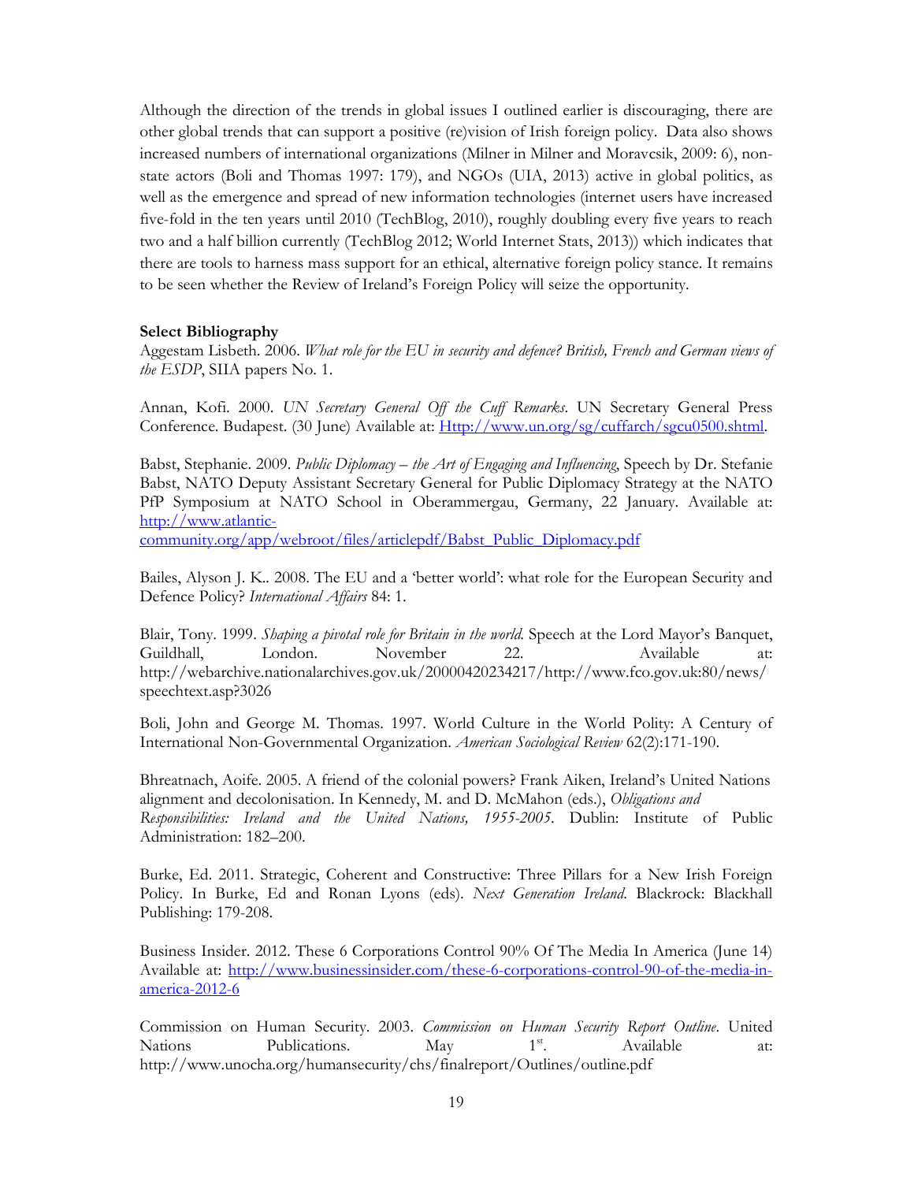Although the direction of the trends in global issues I outlined earlier is discouraging, there are other global trends that can support a positive (re)vision of Irish foreign policy. Data also shows increased numbers of international organizations (Milner in Milner and Moravcsik, 2009: 6), non-state actors (Boli and Thomas 1997: 179), and NGOs (UIA, 2013) active in global politics, as well as the emergence and spread of new information technologies (internet users have increased five-fold in the ten years until 2010 (TechBlog, 2010), roughly doubling every five years to reach two and a half billion currently (TechBlog 2012; World Internet Stats, 2013)) which indicates that there are tools to harness mass support for an ethical, alternative foreign policy stance. It remains to be seen whether the Review of Ireland's Foreign Policy will seize the opportunity.

**Select Bibliography**

Aggestam Lisbeth. 2006. *What role for the EU in security and defence? British, French and German views of the ESDP*, SIIA papers No. 1.

Annan, Kofi. 2000. *UN Secretary General Off the Cuff Remarks*. UN Secretary General Press Conference. Budapest. (30 June) Available at: Http://www.un.org/sg/cuffarch/sgcu0500.shtml.

Babst, Stephanie. 2009. *Public Diplomacy – the Art of Engaging and Influencing*, Speech by Dr. Stefanie Babst, NATO Deputy Assistant Secretary General for Public Diplomacy Strategy at the NATO PfP Symposium at NATO School in Oberammergau, Germany, 22 January. Available at: http://www.atlantic-community.org/app/webroot/files/articlepdf/Babst_Public_Diplomacy.pdf

Bailes, Alyson J. K.. 2008. The EU and a 'better world': what role for the European Security and Defence Policy? *International Affairs* 84: 1.

Blair, Tony. 1999. *Shaping a pivotal role for Britain in the world.* Speech at the Lord Mayor's Banquet, Guildhall, London. November 22. Available at: http://webarchive.nationalarchives.gov.uk/20000420234217/http://www.fco.gov.uk:80/news/speechtext.asp?3026

Boli, John and George M. Thomas. 1997. World Culture in the World Polity: A Century of International Non-Governmental Organization. *American Sociological Review* 62(2):171-190.

Bhreatnach, Aoife. 2005. A friend of the colonial powers? Frank Aiken, Ireland's United Nations alignment and decolonisation. In Kennedy, M. and D. McMahon (eds.), *Obligations and Responsibilities: Ireland and the United Nations, 1955-2005*. Dublin: Institute of Public Administration: 182–200.

Burke, Ed. 2011. Strategic, Coherent and Constructive: Three Pillars for a New Irish Foreign Policy. In Burke, Ed and Ronan Lyons (eds). *Next Generation Ireland*. Blackrock: Blackhall Publishing: 179-208.

Business Insider. 2012. These 6 Corporations Control 90% Of The Media In America (June 14) Available at: http://www.businessinsider.com/these-6-corporations-control-90-of-the-media-in-america-2012-6

Commission on Human Security. 2003. *Commission on Human Security Report Outline*. United Nations Publications. May 1st. Available at: http://www.unocha.org/humansecurity/chs/finalreport/Outlines/outline.pdf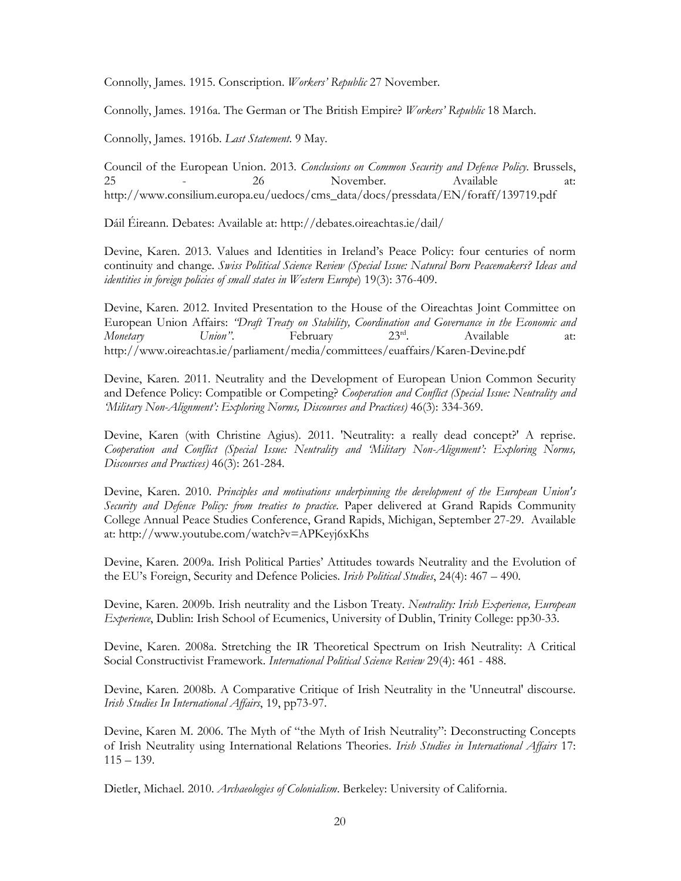Connolly, James. 1915. Conscription. *Workers' Republic* 27 November.

Connolly, James. 1916a. The German or The British Empire? *Workers' Republic* 18 March.

Connolly, James. 1916b. *Last Statement*. 9 May.

Council of the European Union. 2013. *Conclusions on Common Security and Defence Policy*. Brussels, 25 - 26 November. Available at: http://www.consilium.europa.eu/uedocs/cms_data/docs/pressdata/EN/foraff/139719.pdf

Dáil Éireann. Debates: Available at: http://debates.oireachtas.ie/dail/

Devine, Karen. 2013. Values and Identities in Ireland's Peace Policy: four centuries of norm continuity and change. *Swiss Political Science Review (Special Issue: Natural Born Peacemakers? Ideas and identities in foreign policies of small states in Western Europe*) 19(3): 376-409.

Devine, Karen. 2012. Invited Presentation to the House of the Oireachtas Joint Committee on European Union Affairs: *"Draft Treaty on Stability, Coordination and Governance in the Economic and Monetary Union"*. February 23rd. Available at: http://www.oireachtas.ie/parliament/media/committees/euaffairs/Karen-Devine.pdf

Devine, Karen. 2011. Neutrality and the Development of European Union Common Security and Defence Policy: Compatible or Competing? *Cooperation and Conflict (Special Issue: Neutrality and 'Military Non-Alignment': Exploring Norms, Discourses and Practices)* 46(3): 334-369.

Devine, Karen (with Christine Agius). 2011. 'Neutrality: a really dead concept?' A reprise. *Cooperation and Conflict (Special Issue: Neutrality and 'Military Non-Alignment': Exploring Norms, Discourses and Practices)* 46(3): 261-284.

Devine, Karen. 2010. *Principles and motivations underpinning the development of the European Union's Security and Defence Policy: from treaties to practice*. Paper delivered at Grand Rapids Community College Annual Peace Studies Conference, Grand Rapids, Michigan, September 27-29. Available at: http://www.youtube.com/watch?v=APKeyj6xKhs

Devine, Karen. 2009a. Irish Political Parties' Attitudes towards Neutrality and the Evolution of the EU's Foreign, Security and Defence Policies. *Irish Political Studies*, 24(4): 467 – 490.

Devine, Karen. 2009b. Irish neutrality and the Lisbon Treaty. *Neutrality: Irish Experience, European Experience*, Dublin: Irish School of Ecumenics, University of Dublin, Trinity College: pp30-33.

Devine, Karen. 2008a. Stretching the IR Theoretical Spectrum on Irish Neutrality: A Critical Social Constructivist Framework. *International Political Science Review* 29(4): 461 - 488.

Devine, Karen. 2008b. A Comparative Critique of Irish Neutrality in the 'Unneutral' discourse. *Irish Studies In International Affairs*, 19, pp73-97.

Devine, Karen M. 2006. The Myth of "the Myth of Irish Neutrality": Deconstructing Concepts of Irish Neutrality using International Relations Theories. *Irish Studies in International Affairs* 17: 115 – 139.

Dietler, Michael. 2010. *Archaeologies of Colonialism*. Berkeley: University of California.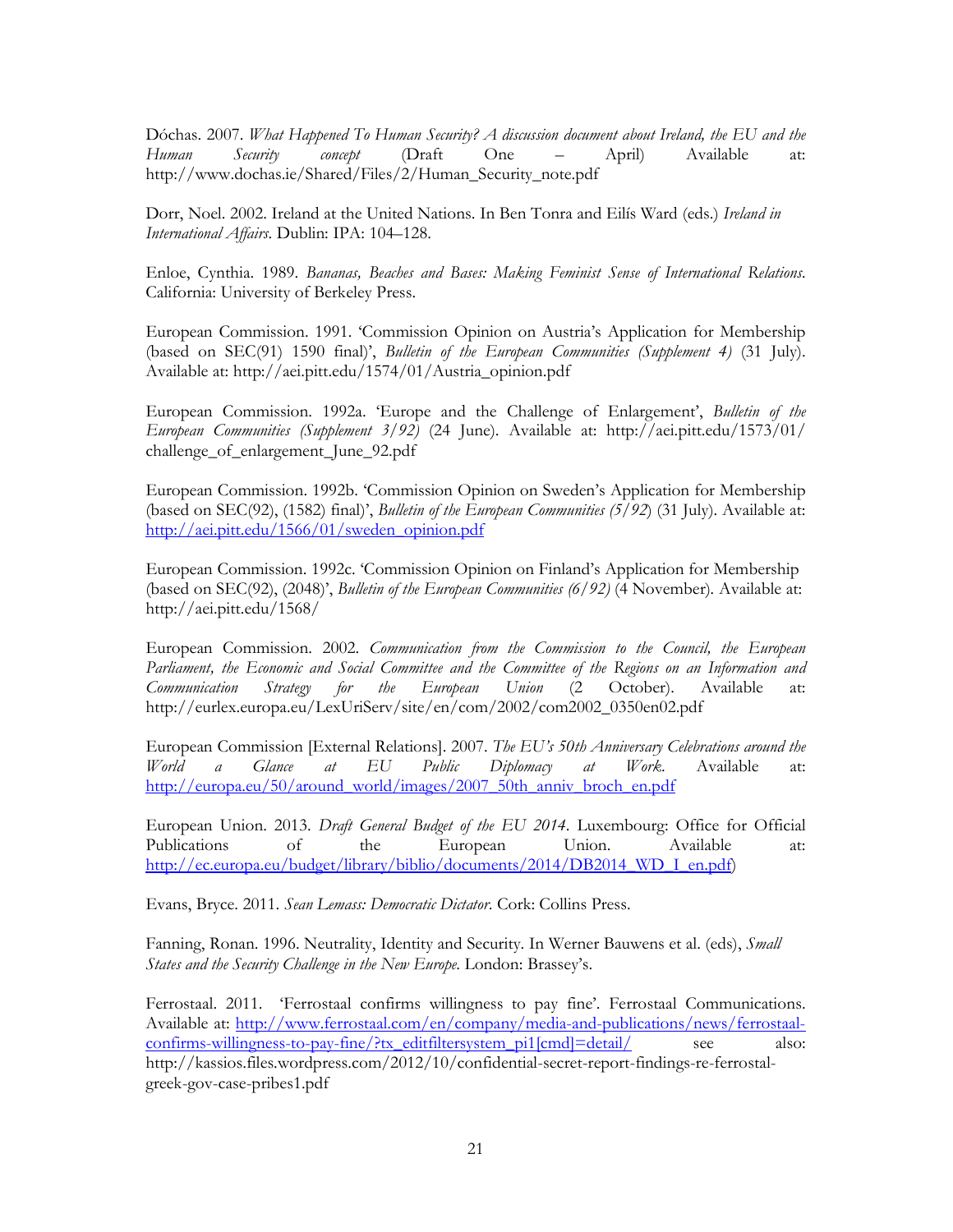Dóchas. 2007. *What Happened To Human Security? A discussion document about Ireland, the EU and the Human Security concept* (Draft One – April) Available at: http://www.dochas.ie/Shared/Files/2/Human_Security_note.pdf

Dorr, Noel. 2002. Ireland at the United Nations. In Ben Tonra and Eilís Ward (eds.) *Ireland in International Affairs*. Dublin: IPA: 104–128.

Enloe, Cynthia. 1989. *Bananas, Beaches and Bases: Making Feminist Sense of International Relations*. California: University of Berkeley Press.

European Commission. 1991. 'Commission Opinion on Austria's Application for Membership (based on SEC(91) 1590 final)', *Bulletin of the European Communities (Supplement 4)* (31 July). Available at: http://aei.pitt.edu/1574/01/Austria_opinion.pdf

European Commission. 1992a. 'Europe and the Challenge of Enlargement', *Bulletin of the European Communities (Supplement 3/92)* (24 June). Available at: http://aei.pitt.edu/1573/01/challenge_of_enlargement_June_92.pdf

European Commission. 1992b. 'Commission Opinion on Sweden's Application for Membership (based on SEC(92), (1582) final)', *Bulletin of the European Communities (5/92)* (31 July). Available at: http://aei.pitt.edu/1566/01/sweden_opinion.pdf

European Commission. 1992c. 'Commission Opinion on Finland's Application for Membership (based on SEC(92), (2048)', *Bulletin of the European Communities (6/92)* (4 November). Available at: http://aei.pitt.edu/1568/

European Commission. 2002. *Communication from the Commission to the Council, the European Parliament, the Economic and Social Committee and the Committee of the Regions on an Information and Communication Strategy for the European Union* (2 October). Available at: http://eurlex.europa.eu/LexUriServ/site/en/com/2002/com2002_0350en02.pdf

European Commission [External Relations]. 2007. *The EU's 50th Anniversary Celebrations around the World a Glance at EU Public Diplomacy at Work*. Available at: http://europa.eu/50/around_world/images/2007_50th_anniv_broch_en.pdf

European Union. 2013. *Draft General Budget of the EU 2014*. Luxembourg: Office for Official Publications of the European Union. Available at: http://ec.europa.eu/budget/library/biblio/documents/2014/DB2014_WD_I_en.pdf)

Evans, Bryce. 2011. *Sean Lemass: Democratic Dictator*. Cork: Collins Press.

Fanning, Ronan. 1996. Neutrality, Identity and Security. In Werner Bauwens et al. (eds), *Small States and the Security Challenge in the New Europe*. London: Brassey's.

Ferrostaal. 2011. 'Ferrostaal confirms willingness to pay fine'. Ferrostaal Communications. Available at: http://www.ferrostaal.com/en/company/media-and-publications/news/ferrostaal-confirms-willingness-to-pay-fine/?tx_editfiltersystem_pi1[cmd]=detail/ see also: http://kassios.files.wordpress.com/2012/10/confidential-secret-report-findings-re-ferrostal-greek-gov-case-pribes1.pdf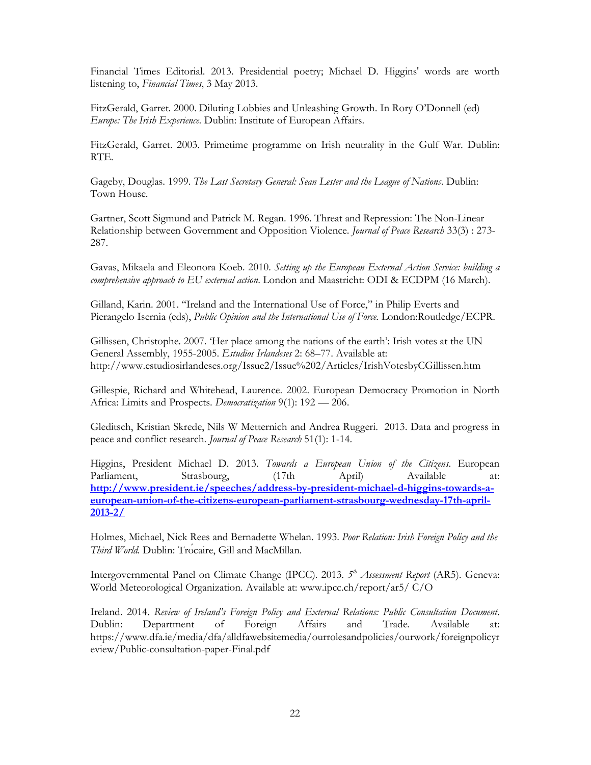Financial Times Editorial. 2013. Presidential poetry; Michael D. Higgins' words are worth listening to, *Financial Times*, 3 May 2013.

FitzGerald, Garret. 2000. Diluting Lobbies and Unleashing Growth. In Rory O'Donnell (ed) *Europe: The Irish Experience*. Dublin: Institute of European Affairs.

FitzGerald, Garret. 2003. Primetime programme on Irish neutrality in the Gulf War. Dublin: RTE.

Gageby, Douglas. 1999. *The Last Secretary General: Sean Lester and the League of Nations*. Dublin: Town House.

Gartner, Scott Sigmund and Patrick M. Regan. 1996. Threat and Repression: The Non-Linear Relationship between Government and Opposition Violence. *Journal of Peace Research* 33(3) : 273-287.

Gavas, Mikaela and Eleonora Koeb. 2010. *Setting up the European External Action Service: building a comprehensive approach to EU external action*. London and Maastricht: ODI & ECDPM (16 March).

Gilland, Karin. 2001. "Ireland and the International Use of Force," in Philip Everts and Pierangelo Isernia (eds), *Public Opinion and the International Use of Force.* London:Routledge/ECPR.

Gillissen, Christophe. 2007. 'Her place among the nations of the earth': Irish votes at the UN General Assembly, 1955-2005. *Estudios Irlandeses* 2: 68–77. Available at: http://www.estudiosirlandeses.org/Issue2/Issue%202/Articles/IrishVotesbyCGillissen.htm

Gillespie, Richard and Whitehead, Laurence. 2002. European Democracy Promotion in North Africa: Limits and Prospects. *Democratization* 9(1): 192 — 206.

Gleditsch, Kristian Skrede, Nils W Metternich and Andrea Ruggeri. 2013. Data and progress in peace and conflict research. *Journal of Peace Research* 51(1): 1-14.

Higgins, President Michael D. 2013. *Towards a European Union of the Citizens*. European Parliament, Strasbourg, (17th April) Available at: **http://www.president.ie/speeches/address-by-president-michael-d-higgins-towards-a-european-union-of-the-citizens-european-parliament-strasbourg-wednesday-17th-april-2013-2/**

Holmes, Michael, Nick Rees and Bernadette Whelan. 1993. *Poor Relation: Irish Foreign Policy and the Third World*. Dublin: Trócaire, Gill and MacMillan.

Intergovernmental Panel on Climate Change (IPCC). 2013. *5th Assessment Report* (AR5). Geneva: World Meteorological Organization. Available at: www.ipcc.ch/report/ar5/ C/O

Ireland. 2014. *Review of Ireland's Foreign Policy and External Relations: Public Consultation Document*. Dublin: Department of Foreign Affairs and Trade. Available at: https://www.dfa.ie/media/dfa/alldfawebsitemedia/ourrolesandpolicies/ourwork/foreignpolicyreview/Public-consultation-paper-Final.pdf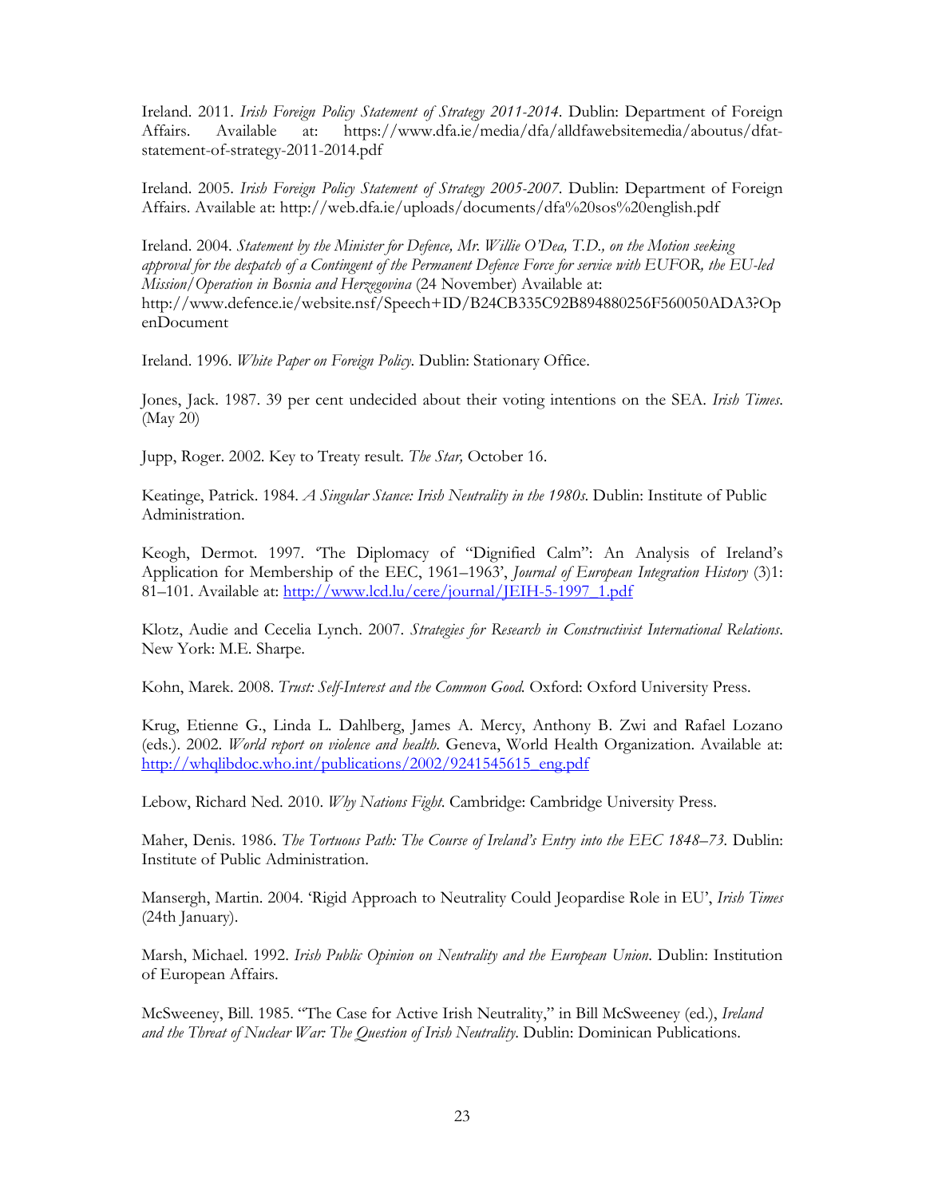Ireland. 2011. *Irish Foreign Policy Statement of Strategy 2011-2014*. Dublin: Department of Foreign Affairs. Available at: https://www.dfa.ie/media/dfa/alldfawebsitemedia/aboutus/dfat-statement-of-strategy-2011-2014.pdf

Ireland. 2005. *Irish Foreign Policy Statement of Strategy 2005-2007*. Dublin: Department of Foreign Affairs. Available at: http://web.dfa.ie/uploads/documents/dfa%20sos%20english.pdf

Ireland. 2004. *Statement by the Minister for Defence, Mr. Willie O'Dea, T.D., on the Motion seeking approval for the despatch of a Contingent of the Permanent Defence Force for service with EUFOR, the EU-led Mission/Operation in Bosnia and Herzegovina* (24 November) Available at: http://www.defence.ie/website.nsf/Speech+ID/B24CB335C92B894880256F560050ADA3?OpenDocument

Ireland. 1996. *White Paper on Foreign Policy*. Dublin: Stationary Office.

Jones, Jack. 1987. 39 per cent undecided about their voting intentions on the SEA. *Irish Times*. (May 20)

Jupp, Roger. 2002. Key to Treaty result. *The Star,* October 16.

Keatinge, Patrick. 1984. *A Singular Stance: Irish Neutrality in the 1980s*. Dublin: Institute of Public Administration.

Keogh, Dermot. 1997. 'The Diplomacy of "Dignified Calm": An Analysis of Ireland's Application for Membership of the EEC, 1961–1963', *Journal of European Integration History* (3)1: 81–101. Available at: http://www.lcd.lu/cere/journal/JEIH-5-1997_1.pdf

Klotz, Audie and Cecelia Lynch. 2007. *Strategies for Research in Constructivist International Relations*. New York: M.E. Sharpe.

Kohn, Marek. 2008. *Trust: Self-Interest and the Common Good*. Oxford: Oxford University Press.

Krug, Etienne G., Linda L. Dahlberg, James A. Mercy, Anthony B. Zwi and Rafael Lozano (eds.). 2002. *World report on violence and health*. Geneva, World Health Organization. Available at: http://whqlibdoc.who.int/publications/2002/9241545615_eng.pdf

Lebow, Richard Ned. 2010. *Why Nations Fight*. Cambridge: Cambridge University Press.

Maher, Denis. 1986. *The Tortuous Path: The Course of Ireland's Entry into the EEC 1848–73*. Dublin: Institute of Public Administration.

Mansergh, Martin. 2004. 'Rigid Approach to Neutrality Could Jeopardise Role in EU', *Irish Times* (24th January).

Marsh, Michael. 1992. *Irish Public Opinion on Neutrality and the European Union*. Dublin: Institution of European Affairs.

McSweeney, Bill. 1985. "The Case for Active Irish Neutrality," in Bill McSweeney (ed.), *Ireland and the Threat of Nuclear War: The Question of Irish Neutrality*. Dublin: Dominican Publications.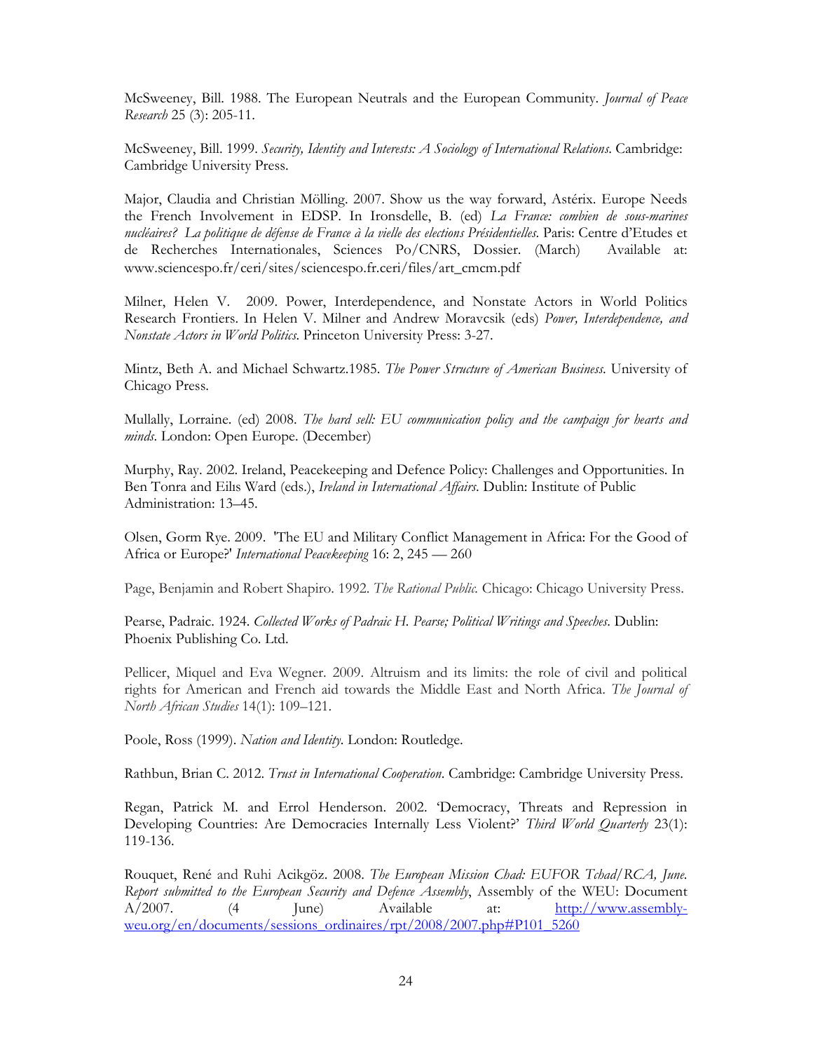McSweeney, Bill. 1988. The European Neutrals and the European Community. *Journal of Peace Research* 25 (3): 205-11.

McSweeney, Bill. 1999. *Security, Identity and Interests: A Sociology of International Relations*. Cambridge: Cambridge University Press.

Major, Claudia and Christian Mölling. 2007. Show us the way forward, Astérix. Europe Needs the French Involvement in EDSP. In Ironsdelle, B. (ed) *La France: combien de sous-marines nucléaires? La politique de défense de France à la vielle des elections Présidentielles*. Paris: Centre d'Etudes et de Recherches Internationales, Sciences Po/CNRS, Dossier. (March) Available at: www.sciencespo.fr/ceri/sites/sciencespo.fr.ceri/files/art_cmcm.pdf

Milner, Helen V. 2009. Power, Interdependence, and Nonstate Actors in World Politics Research Frontiers. In Helen V. Milner and Andrew Moravcsik (eds) *Power, Interdependence, and Nonstate Actors in World Politics*. Princeton University Press: 3-27.

Mintz, Beth A. and Michael Schwartz.1985. *The Power Structure of American Business*. University of Chicago Press.

Mullally, Lorraine. (ed) 2008. *The hard sell: EU communication policy and the campaign for hearts and minds*. London: Open Europe. (December)

Murphy, Ray. 2002. Ireland, Peacekeeping and Defence Policy: Challenges and Opportunities. In Ben Tonra and Eilıs Ward (eds.), *Ireland in International Affairs*. Dublin: Institute of Public Administration: 13–45.

Olsen, Gorm Rye. 2009. 'The EU and Military Conflict Management in Africa: For the Good of Africa or Europe?' *International Peacekeeping* 16: 2, 245 — 260

Page, Benjamin and Robert Shapiro. 1992. *The Rational Public.* Chicago: Chicago University Press.

Pearse, Padraic. 1924. *Collected Works of Padraic H. Pearse; Political Writings and Speeches*. Dublin: Phoenix Publishing Co. Ltd.

Pellicer, Miquel and Eva Wegner. 2009. Altruism and its limits: the role of civil and political rights for American and French aid towards the Middle East and North Africa. *The Journal of North African Studies* 14(1): 109–121.

Poole, Ross (1999). *Nation and Identity*. London: Routledge.

Rathbun, Brian C. 2012. *Trust in International Cooperation*. Cambridge: Cambridge University Press.

Regan, Patrick M. and Errol Henderson. 2002. 'Democracy, Threats and Repression in Developing Countries: Are Democracies Internally Less Violent?' *Third World Quarterly* 23(1): 119-136.

Rouquet, René and Ruhi Acikgöz. 2008. *The European Mission Chad: EUFOR Tchad/RCA, June. Report submitted to the European Security and Defence Assembly*, Assembly of the WEU: Document A/2007. (4 June) Available at: http://www.assembly-weu.org/en/documents/sessions_ordinaires/rpt/2008/2007.php#P101_5260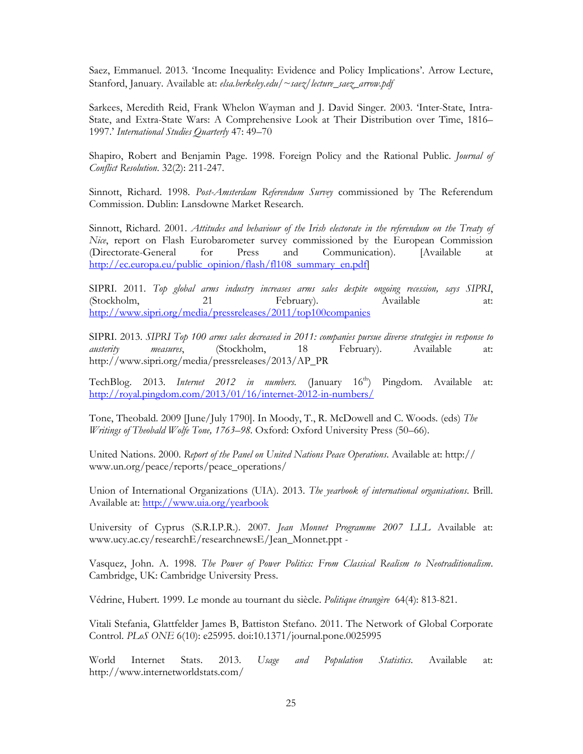Saez, Emmanuel. 2013. 'Income Inequality: Evidence and Policy Implications'. Arrow Lecture, Stanford, January. Available at: *elsa.berkeley.edu/~saez/lecture_saez_arrow.pdf*

Sarkees, Meredith Reid, Frank Whelon Wayman and J. David Singer. 2003. 'Inter-State, Intra-State, and Extra-State Wars: A Comprehensive Look at Their Distribution over Time, 1816–1997.' *International Studies Quarterly* 47: 49–70

Shapiro, Robert and Benjamin Page. 1998. Foreign Policy and the Rational Public. *Journal of Conflict Resolution*. 32(2): 211-247.

Sinnott, Richard. 1998. *Post-Amsterdam Referendum Survey* commissioned by The Referendum Commission. Dublin: Lansdowne Market Research.

Sinnott, Richard. 2001. *Attitudes and behaviour of the Irish electorate in the referendum on the Treaty of Nice*, report on Flash Eurobarometer survey commissioned by the European Commission (Directorate-General for Press and Communication). [Available at http://ec.europa.eu/public_opinion/flash/fl108_summary_en.pdf]

SIPRI. 2011. *Top global arms industry increases arms sales despite ongoing recession, says SIPRI*, (Stockholm, 21 February). Available at: http://www.sipri.org/media/pressreleases/2011/top100companies

SIPRI. 2013. *SIPRI Top 100 arms sales decreased in 2011: companies pursue diverse strategies in response to austerity measures*, (Stockholm, 18 February). Available at: http://www.sipri.org/media/pressreleases/2013/AP_PR

TechBlog. 2013. *Internet 2012 in numbers.* (January 16th) Pingdom. Available at: http://royal.pingdom.com/2013/01/16/internet-2012-in-numbers/

Tone, Theobald. 2009 [June/July 1790]. In Moody, T., R. McDowell and C. Woods. (eds) *The Writings of Theobald Wolfe Tone, 1763–98*. Oxford: Oxford University Press (50–66).

United Nations. 2000. *Report of the Panel on United Nations Peace Operations*. Available at: http:// www.un.org/peace/reports/peace_operations/

Union of International Organizations (UIA). 2013. *The yearbook of international organisations*. Brill. Available at: http://www.uia.org/yearbook

University of Cyprus (S.R.I.P.R.). 2007. *Jean Monnet Programme 2007 LLL* Available at: www.ucy.ac.cy/researchE/researchnewsE/Jean_Monnet.ppt -

Vasquez, John. A. 1998. *The Power of Power Politics: From Classical Realism to Neotraditionalism*. Cambridge, UK: Cambridge University Press.

Védrine, Hubert. 1999. Le monde au tournant du siècle. *Politique étrangère* 64(4): 813-821.

Vitali Stefania, Glattfelder James B, Battiston Stefano. 2011. The Network of Global Corporate Control. *PLoS ONE* 6(10): e25995. doi:10.1371/journal.pone.0025995

World Internet Stats. 2013. *Usage and Population Statistics*. Available at: http://www.internetworldstats.com/